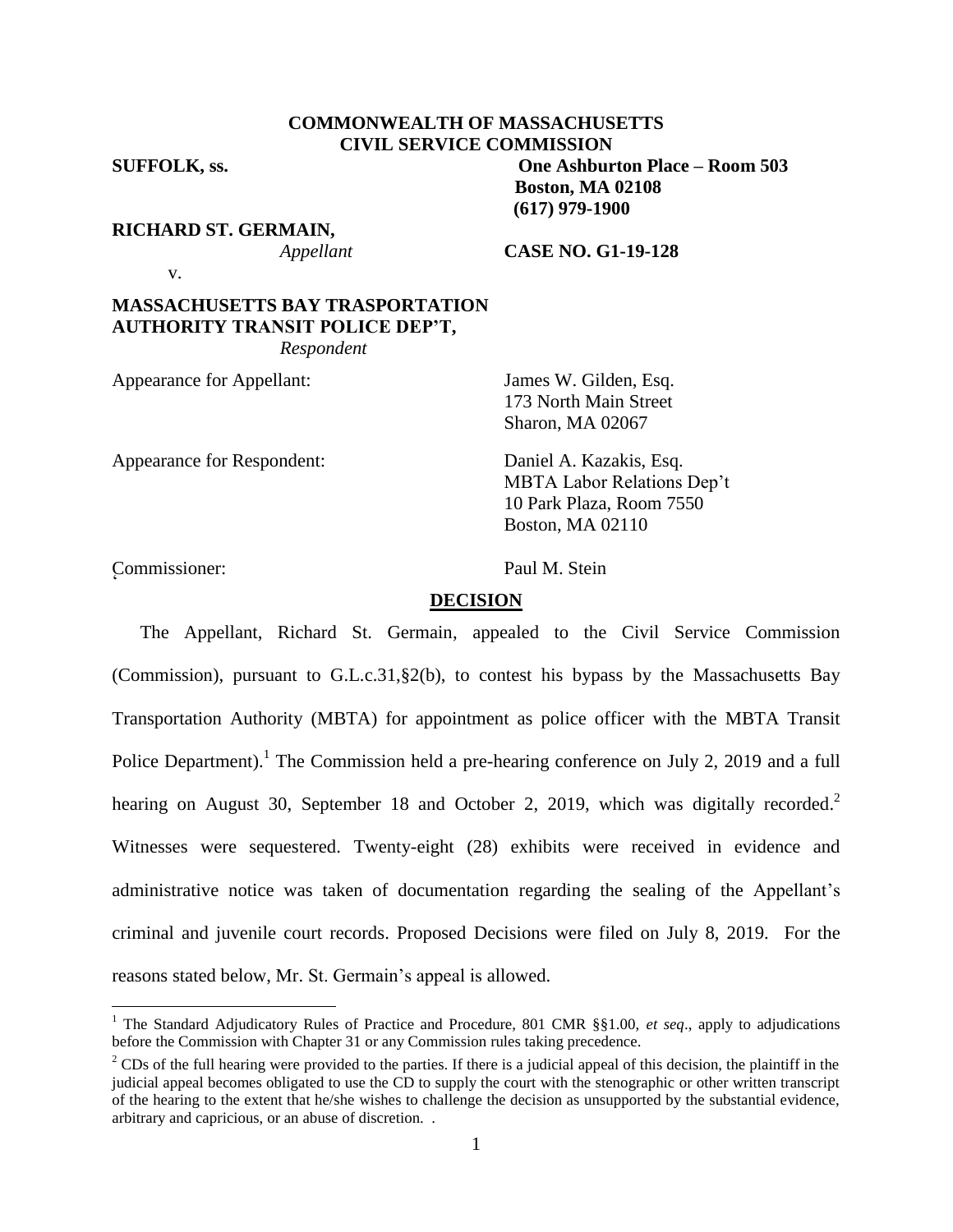**COMMONWEALTH OF MASSACHUSETTS**
**CIVIL SERVICE COMMISSION**

**SUFFOLK, ss.**

**One Ashburton Place – Room 503**
**Boston, MA 02108**
**(617) 979-1900**

**RICHARD ST. GERMAIN,**
*Appellant*

v.

**CASE NO. G1-19-128**

**MASSACHUSETTS BAY TRASPORTATION AUTHORITY TRANSIT POLICE DEP'T,**
*Respondent*

Appearance for Appellant: James W. Gilden, Esq.
173 North Main Street
Sharon, MA 02067

Appearance for Respondent: Daniel A. Kazakis, Esq.
MBTA Labor Relations Dep't
10 Park Plaza, Room 7550
Boston, MA 02110

Commissioner: Paul M. Stein

**DECISION**

The Appellant, Richard St. Germain, appealed to the Civil Service Commission (Commission), pursuant to G.L.c.31,§2(b), to contest his bypass by the Massachusetts Bay Transportation Authority (MBTA) for appointment as police officer with the MBTA Transit Police Department).[1] The Commission held a pre-hearing conference on July 2, 2019 and a full hearing on August 30, September 18 and October 2, 2019, which was digitally recorded.[2] Witnesses were sequestered. Twenty-eight (28) exhibits were received in evidence and administrative notice was taken of documentation regarding the sealing of the Appellant's criminal and juvenile court records. Proposed Decisions were filed on July 8, 2019. For the reasons stated below, Mr. St. Germain's appeal is allowed.

---

[1] The Standard Adjudicatory Rules of Practice and Procedure, 801 CMR §§1.00, *et seq*., apply to adjudications before the Commission with Chapter 31 or any Commission rules taking precedence.

[2] CDs of the full hearing were provided to the parties. If there is a judicial appeal of this decision, the plaintiff in the judicial appeal becomes obligated to use the CD to supply the court with the stenographic or other written transcript of the hearing to the extent that he/she wishes to challenge the decision as unsupported by the substantial evidence, arbitrary and capricious, or an abuse of discretion. .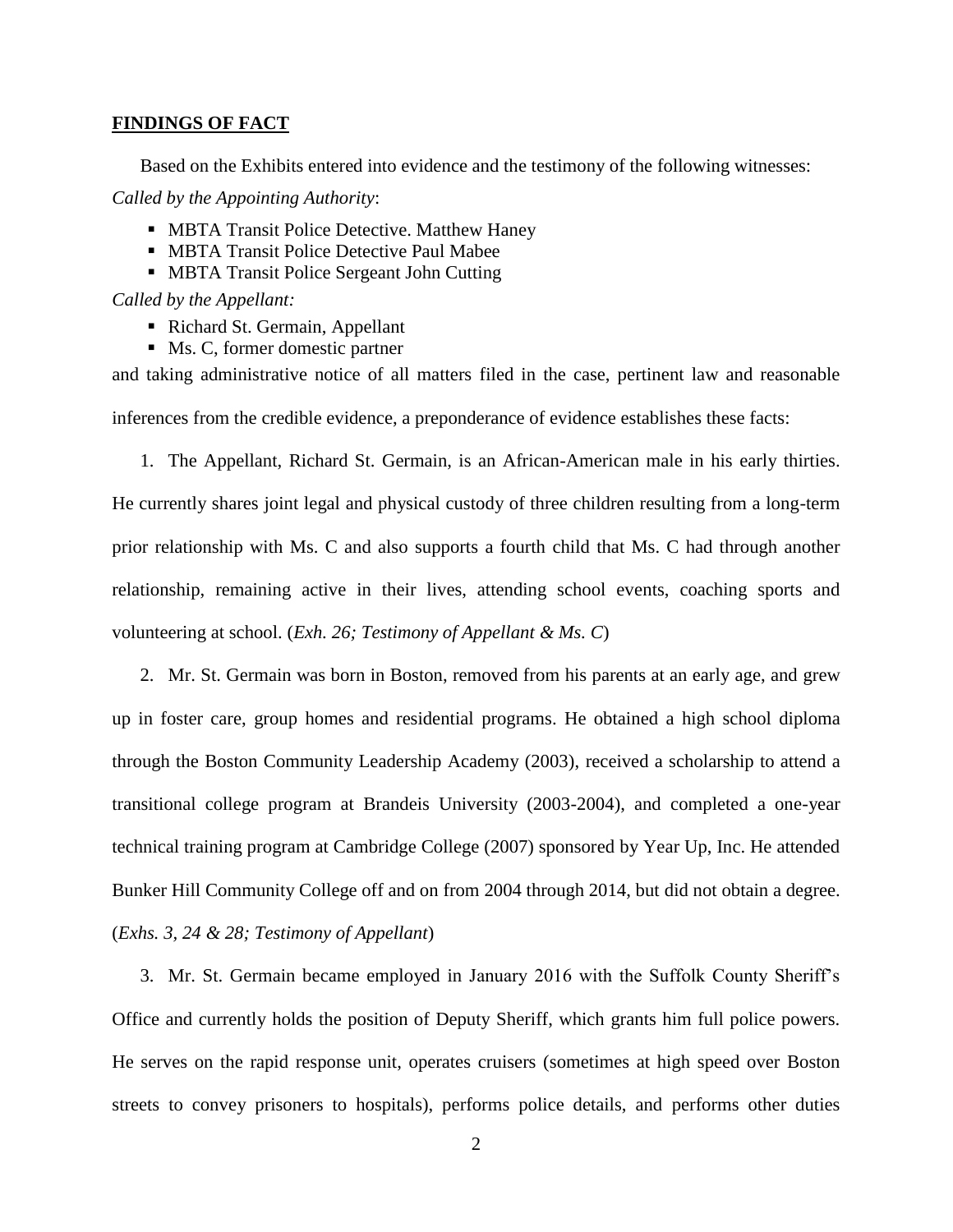## FINDINGS OF FACT

Based on the Exhibits entered into evidence and the testimony of the following witnesses:

*Called by the Appointing Authority*:

- MBTA Transit Police Detective. Matthew Haney
- MBTA Transit Police Detective Paul Mabee
- MBTA Transit Police Sergeant John Cutting

*Called by the Appellant:*

- Richard St. Germain, Appellant
- Ms. C, former domestic partner

and taking administrative notice of all matters filed in the case, pertinent law and reasonable inferences from the credible evidence, a preponderance of evidence establishes these facts:

1. The Appellant, Richard St. Germain, is an African-American male in his early thirties. He currently shares joint legal and physical custody of three children resulting from a long-term prior relationship with Ms. C and also supports a fourth child that Ms. C had through another relationship, remaining active in their lives, attending school events, coaching sports and volunteering at school. (*Exh. 26; Testimony of Appellant & Ms. C*)

2. Mr. St. Germain was born in Boston, removed from his parents at an early age, and grew up in foster care, group homes and residential programs. He obtained a high school diploma through the Boston Community Leadership Academy (2003), received a scholarship to attend a transitional college program at Brandeis University (2003-2004), and completed a one-year technical training program at Cambridge College (2007) sponsored by Year Up, Inc. He attended Bunker Hill Community College off and on from 2004 through 2014, but did not obtain a degree. (*Exhs. 3, 24 & 28; Testimony of Appellant*)

3. Mr. St. Germain became employed in January 2016 with the Suffolk County Sheriff's Office and currently holds the position of Deputy Sheriff, which grants him full police powers. He serves on the rapid response unit, operates cruisers (sometimes at high speed over Boston streets to convey prisoners to hospitals), performs police details, and performs other duties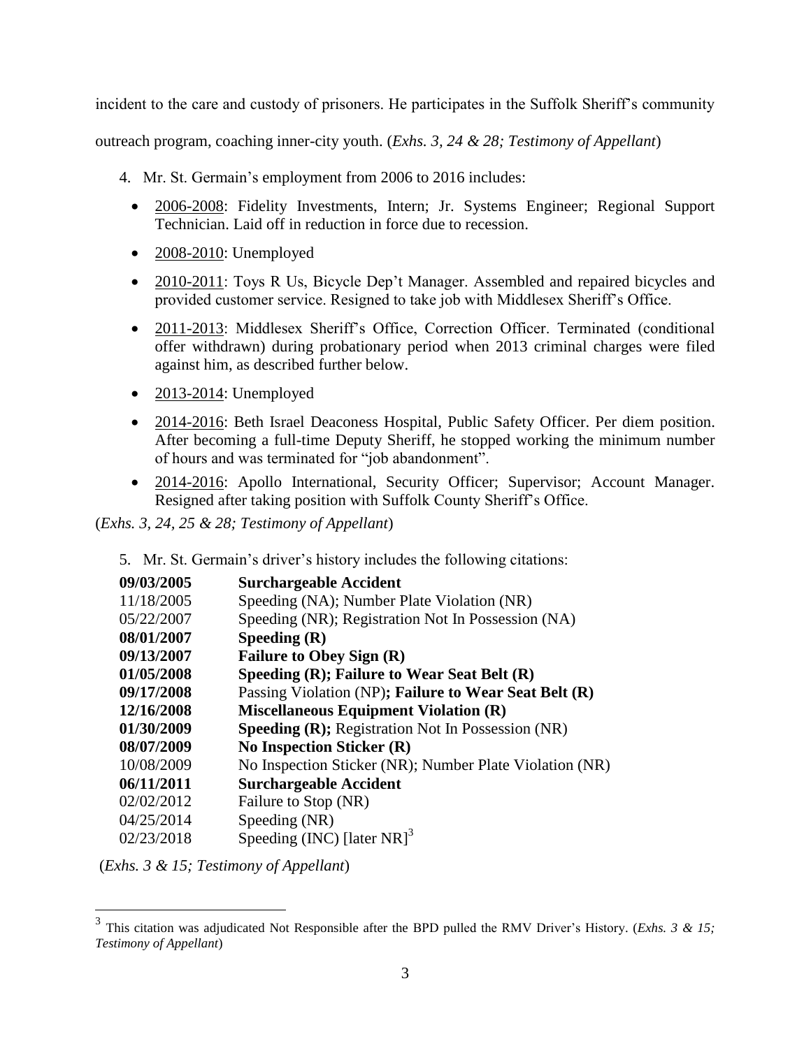incident to the care and custody of prisoners. He participates in the Suffolk Sheriff's community outreach program, coaching inner-city youth. (*Exhs. 3, 24 & 28; Testimony of Appellant*)

4. Mr. St. Germain's employment from 2006 to 2016 includes:

- 2006-2008: Fidelity Investments, Intern; Jr. Systems Engineer; Regional Support Technician. Laid off in reduction in force due to recession.
- 2008-2010: Unemployed
- 2010-2011: Toys R Us, Bicycle Dep't Manager. Assembled and repaired bicycles and provided customer service. Resigned to take job with Middlesex Sheriff's Office.
- 2011-2013: Middlesex Sheriff's Office, Correction Officer. Terminated (conditional offer withdrawn) during probationary period when 2013 criminal charges were filed against him, as described further below.
- 2013-2014: Unemployed
- 2014-2016: Beth Israel Deaconess Hospital, Public Safety Officer. Per diem position. After becoming a full-time Deputy Sheriff, he stopped working the minimum number of hours and was terminated for "job abandonment".
- 2014-2016: Apollo International, Security Officer; Supervisor; Account Manager. Resigned after taking position with Suffolk County Sheriff's Office.

(*Exhs. 3, 24, 25 & 28; Testimony of Appellant*)

5. Mr. St. Germain's driver's history includes the following citations:

| | |
|---|---|
| **09/03/2005** | **Surchargeable Accident** |
| 11/18/2005 | Speeding (NA); Number Plate Violation (NR) |
| 05/22/2007 | Speeding (NR); Registration Not In Possession (NA) |
| **08/01/2007** | **Speeding (R)** |
| **09/13/2007** | **Failure to Obey Sign (R)** |
| **01/05/2008** | **Speeding (R); Failure to Wear Seat Belt (R)** |
| **09/17/2008** | Passing Violation (NP)**; Failure to Wear Seat Belt (R)** |
| **12/16/2008** | **Miscellaneous Equipment Violation (R)** |
| **01/30/2009** | **Speeding (R);** Registration Not In Possession (NR) |
| **08/07/2009** | **No Inspection Sticker (R)** |
| 10/08/2009 | No Inspection Sticker (NR); Number Plate Violation (NR) |
| **06/11/2011** | **Surchargeable Accident** |
| 02/02/2012 | Failure to Stop (NR) |
| 04/25/2014 | Speeding (NR) |
| 02/23/2018 | Speeding (INC) [later NR][3] |

(*Exhs. 3 & 15; Testimony of Appellant*)

[3] This citation was adjudicated Not Responsible after the BPD pulled the RMV Driver's History. (*Exhs. 3 & 15; Testimony of Appellant*)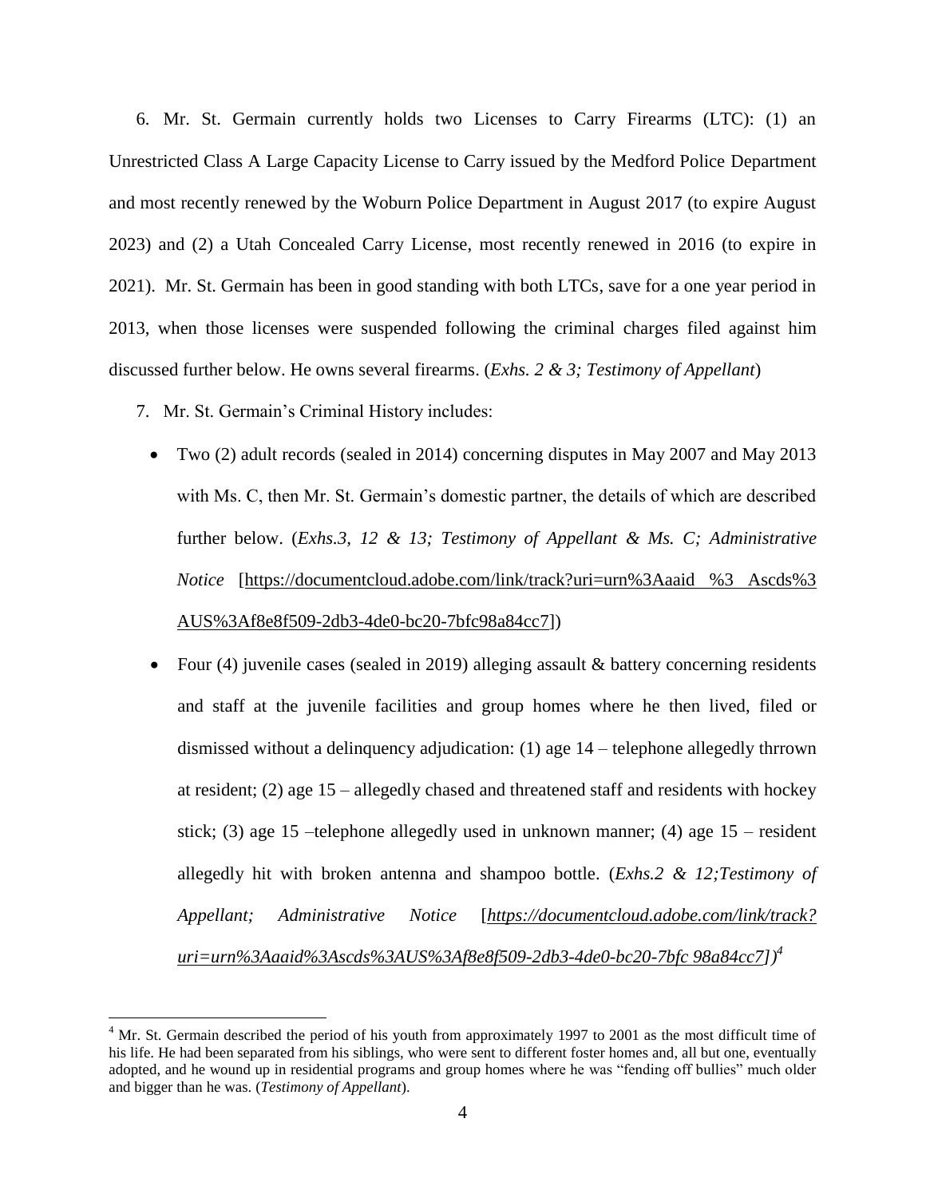6. Mr. St. Germain currently holds two Licenses to Carry Firearms (LTC): (1) an Unrestricted Class A Large Capacity License to Carry issued by the Medford Police Department and most recently renewed by the Woburn Police Department in August 2017 (to expire August 2023) and (2) a Utah Concealed Carry License, most recently renewed in 2016 (to expire in 2021). Mr. St. Germain has been in good standing with both LTCs, save for a one year period in 2013, when those licenses were suspended following the criminal charges filed against him discussed further below. He owns several firearms. (*Exhs. 2 & 3; Testimony of Appellant*)

7. Mr. St. Germain's Criminal History includes:

- Two (2) adult records (sealed in 2014) concerning disputes in May 2007 and May 2013 with Ms. C, then Mr. St. Germain's domestic partner, the details of which are described further below. (*Exhs.3, 12 & 13; Testimony of Appellant & Ms. C; Administrative Notice* [https://documentcloud.adobe.com/link/track?uri=urn%3Aaaid %3 Ascds%3 AUS%3Af8e8f509-2db3-4de0-bc20-7bfc98a84cc7])

- Four (4) juvenile cases (sealed in 2019) alleging assault & battery concerning residents and staff at the juvenile facilities and group homes where he then lived, filed or dismissed without a delinquency adjudication: (1) age 14 – telephone allegedly thrrown at resident; (2) age 15 – allegedly chased and threatened staff and residents with hockey stick; (3) age 15 –telephone allegedly used in unknown manner; (4) age 15 – resident allegedly hit with broken antenna and shampoo bottle. (*Exhs.2 & 12;Testimony of Appellant; Administrative Notice* [*https://documentcloud.adobe.com/link/track?uri=urn%3Aaaid%3Ascds%3AUS%3Af8e8f509-2db3-4de0-bc20-7bfc 98a84cc7]*)[4]

[4] Mr. St. Germain described the period of his youth from approximately 1997 to 2001 as the most difficult time of his life. He had been separated from his siblings, who were sent to different foster homes and, all but one, eventually adopted, and he wound up in residential programs and group homes where he was "fending off bullies" much older and bigger than he was. (*Testimony of Appellant*).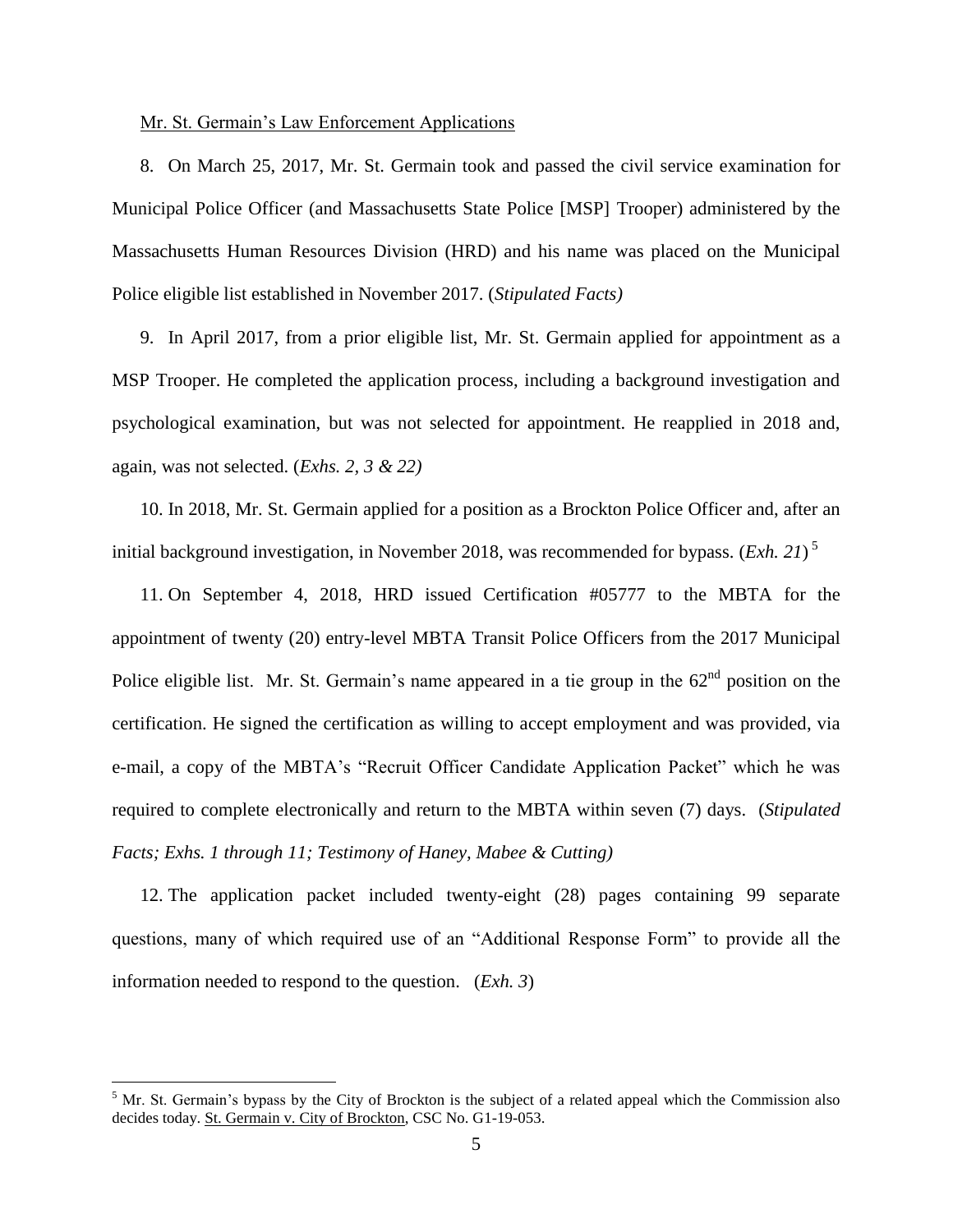Mr. St. Germain's Law Enforcement Applications

8. On March 25, 2017, Mr. St. Germain took and passed the civil service examination for Municipal Police Officer (and Massachusetts State Police [MSP] Trooper) administered by the Massachusetts Human Resources Division (HRD) and his name was placed on the Municipal Police eligible list established in November 2017. (*Stipulated Facts)*

9. In April 2017, from a prior eligible list, Mr. St. Germain applied for appointment as a MSP Trooper. He completed the application process, including a background investigation and psychological examination, but was not selected for appointment. He reapplied in 2018 and, again, was not selected. (*Exhs. 2, 3 & 22)*

10. In 2018, Mr. St. Germain applied for a position as a Brockton Police Officer and, after an initial background investigation, in November 2018, was recommended for bypass. (*Exh. 21*) [5]

11. On September 4, 2018, HRD issued Certification #05777 to the MBTA for the appointment of twenty (20) entry-level MBTA Transit Police Officers from the 2017 Municipal Police eligible list. Mr. St. Germain's name appeared in a tie group in the 62nd position on the certification. He signed the certification as willing to accept employment and was provided, via e-mail, a copy of the MBTA's "Recruit Officer Candidate Application Packet" which he was required to complete electronically and return to the MBTA within seven (7) days. (*Stipulated Facts; Exhs. 1 through 11; Testimony of Haney, Mabee & Cutting)*

12. The application packet included twenty-eight (28) pages containing 99 separate questions, many of which required use of an "Additional Response Form" to provide all the information needed to respond to the question. (*Exh. 3*)

[5] Mr. St. Germain's bypass by the City of Brockton is the subject of a related appeal which the Commission also decides today. St. Germain v. City of Brockton, CSC No. G1-19-053.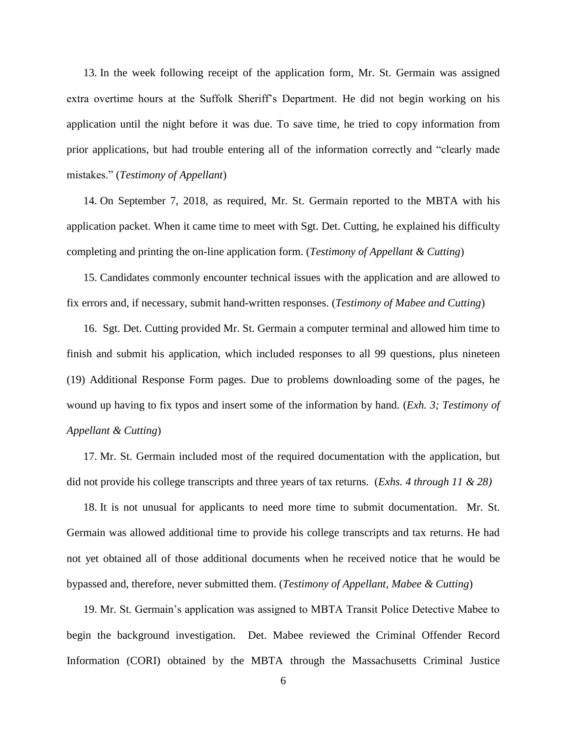13. In the week following receipt of the application form, Mr. St. Germain was assigned extra overtime hours at the Suffolk Sheriff's Department. He did not begin working on his application until the night before it was due. To save time, he tried to copy information from prior applications, but had trouble entering all of the information correctly and "clearly made mistakes." (*Testimony of Appellant*)

14. On September 7, 2018, as required, Mr. St. Germain reported to the MBTA with his application packet. When it came time to meet with Sgt. Det. Cutting, he explained his difficulty completing and printing the on-line application form. (*Testimony of Appellant & Cutting*)

15. Candidates commonly encounter technical issues with the application and are allowed to fix errors and, if necessary, submit hand-written responses. (*Testimony of Mabee and Cutting*)

16. Sgt. Det. Cutting provided Mr. St. Germain a computer terminal and allowed him time to finish and submit his application, which included responses to all 99 questions, plus nineteen (19) Additional Response Form pages. Due to problems downloading some of the pages, he wound up having to fix typos and insert some of the information by hand. (*Exh. 3; Testimony of Appellant & Cutting*)

17. Mr. St. Germain included most of the required documentation with the application, but did not provide his college transcripts and three years of tax returns. (*Exhs. 4 through 11 & 28)*

18. It is not unusual for applicants to need more time to submit documentation. Mr. St. Germain was allowed additional time to provide his college transcripts and tax returns. He had not yet obtained all of those additional documents when he received notice that he would be bypassed and, therefore, never submitted them. (*Testimony of Appellant, Mabee & Cutting*)

19. Mr. St. Germain's application was assigned to MBTA Transit Police Detective Mabee to begin the background investigation. Det. Mabee reviewed the Criminal Offender Record Information (CORI) obtained by the MBTA through the Massachusetts Criminal Justice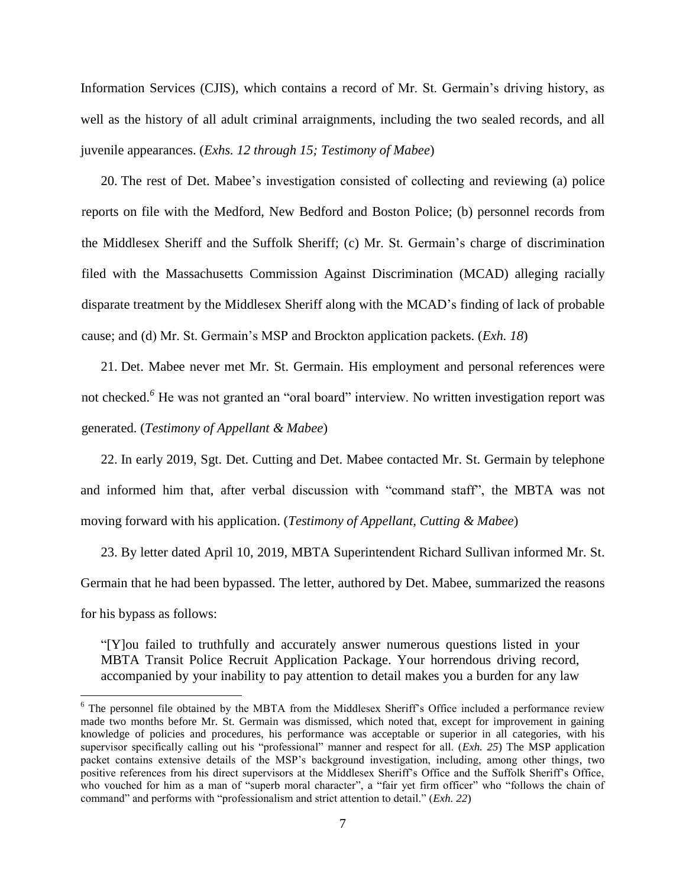Information Services (CJIS), which contains a record of Mr. St. Germain's driving history, as well as the history of all adult criminal arraignments, including the two sealed records, and all juvenile appearances. (*Exhs. 12 through 15; Testimony of Mabee*)

20. The rest of Det. Mabee's investigation consisted of collecting and reviewing (a) police reports on file with the Medford, New Bedford and Boston Police; (b) personnel records from the Middlesex Sheriff and the Suffolk Sheriff; (c) Mr. St. Germain's charge of discrimination filed with the Massachusetts Commission Against Discrimination (MCAD) alleging racially disparate treatment by the Middlesex Sheriff along with the MCAD's finding of lack of probable cause; and (d) Mr. St. Germain's MSP and Brockton application packets. (*Exh. 18*)

21. Det. Mabee never met Mr. St. Germain. His employment and personal references were not checked.[6] He was not granted an "oral board" interview. No written investigation report was generated. (*Testimony of Appellant & Mabee*)

22. In early 2019, Sgt. Det. Cutting and Det. Mabee contacted Mr. St. Germain by telephone and informed him that, after verbal discussion with "command staff", the MBTA was not moving forward with his application. (*Testimony of Appellant, Cutting & Mabee*)

23. By letter dated April 10, 2019, MBTA Superintendent Richard Sullivan informed Mr. St. Germain that he had been bypassed. The letter, authored by Det. Mabee, summarized the reasons for his bypass as follows:

> "[Y]ou failed to truthfully and accurately answer numerous questions listed in your MBTA Transit Police Recruit Application Package. Your horrendous driving record, accompanied by your inability to pay attention to detail makes you a burden for any law

[6] The personnel file obtained by the MBTA from the Middlesex Sheriff's Office included a performance review made two months before Mr. St. Germain was dismissed, which noted that, except for improvement in gaining knowledge of policies and procedures, his performance was acceptable or superior in all categories, with his supervisor specifically calling out his "professional" manner and respect for all. (*Exh. 25*) The MSP application packet contains extensive details of the MSP's background investigation, including, among other things, two positive references from his direct supervisors at the Middlesex Sheriff's Office and the Suffolk Sheriff's Office, who vouched for him as a man of "superb moral character", a "fair yet firm officer" who "follows the chain of command" and performs with "professionalism and strict attention to detail." (*Exh. 22*)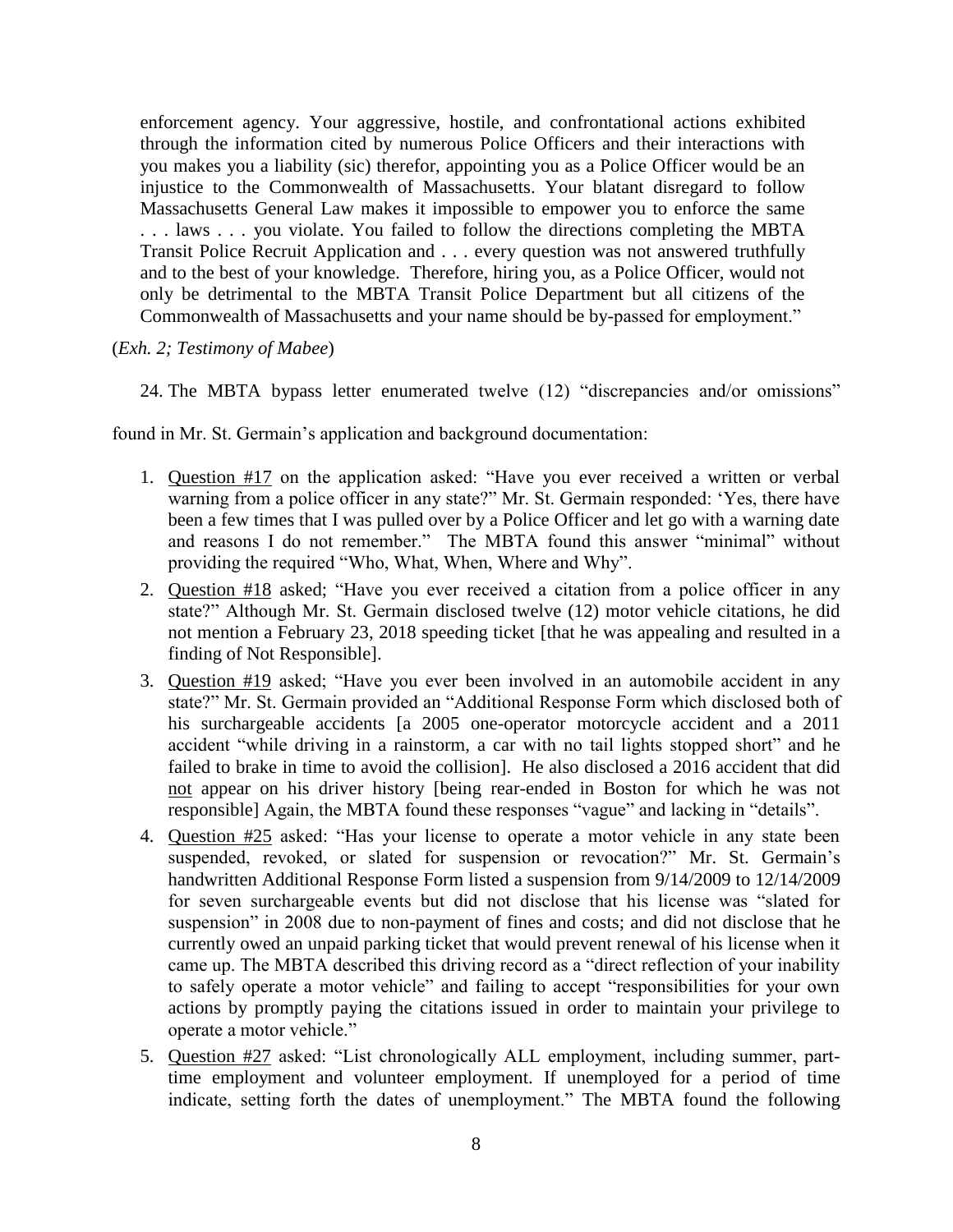enforcement agency. Your aggressive, hostile, and confrontational actions exhibited through the information cited by numerous Police Officers and their interactions with you makes you a liability (sic) therefor, appointing you as a Police Officer would be an injustice to the Commonwealth of Massachusetts. Your blatant disregard to follow Massachusetts General Law makes it impossible to empower you to enforce the same . . . laws . . . you violate. You failed to follow the directions completing the MBTA Transit Police Recruit Application and . . . every question was not answered truthfully and to the best of your knowledge. Therefore, hiring you, as a Police Officer, would not only be detrimental to the MBTA Transit Police Department but all citizens of the Commonwealth of Massachusetts and your name should be by-passed for employment."

(*Exh. 2; Testimony of Mabee*)

24. The MBTA bypass letter enumerated twelve (12) "discrepancies and/or omissions" found in Mr. St. Germain's application and background documentation:

1. Question #17 on the application asked: "Have you ever received a written or verbal warning from a police officer in any state?" Mr. St. Germain responded: 'Yes, there have been a few times that I was pulled over by a Police Officer and let go with a warning date and reasons I do not remember." The MBTA found this answer "minimal" without providing the required "Who, What, When, Where and Why".
2. Question #18 asked; "Have you ever received a citation from a police officer in any state?" Although Mr. St. Germain disclosed twelve (12) motor vehicle citations, he did not mention a February 23, 2018 speeding ticket [that he was appealing and resulted in a finding of Not Responsible].
3. Question #19 asked; "Have you ever been involved in an automobile accident in any state?" Mr. St. Germain provided an "Additional Response Form which disclosed both of his surchargeable accidents [a 2005 one-operator motorcycle accident and a 2011 accident "while driving in a rainstorm, a car with no tail lights stopped short" and he failed to brake in time to avoid the collision]. He also disclosed a 2016 accident that did not appear on his driver history [being rear-ended in Boston for which he was not responsible] Again, the MBTA found these responses "vague" and lacking in "details".
4. Question #25 asked: "Has your license to operate a motor vehicle in any state been suspended, revoked, or slated for suspension or revocation?" Mr. St. Germain's handwritten Additional Response Form listed a suspension from 9/14/2009 to 12/14/2009 for seven surchargeable events but did not disclose that his license was "slated for suspension" in 2008 due to non-payment of fines and costs; and did not disclose that he currently owed an unpaid parking ticket that would prevent renewal of his license when it came up. The MBTA described this driving record as a "direct reflection of your inability to safely operate a motor vehicle" and failing to accept "responsibilities for your own actions by promptly paying the citations issued in order to maintain your privilege to operate a motor vehicle."
5. Question #27 asked: "List chronologically ALL employment, including summer, part-time employment and volunteer employment. If unemployed for a period of time indicate, setting forth the dates of unemployment." The MBTA found the following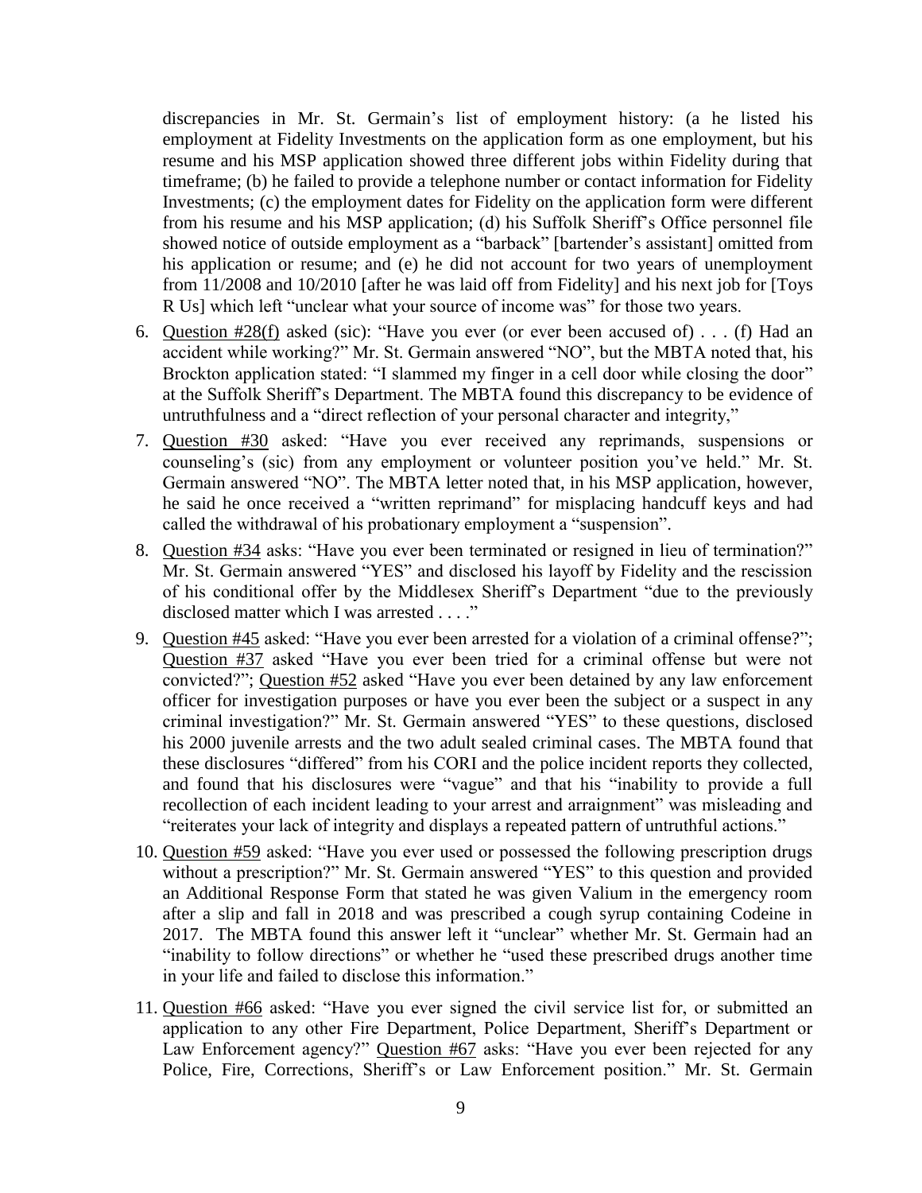discrepancies in Mr. St. Germain's list of employment history: (a he listed his employment at Fidelity Investments on the application form as one employment, but his resume and his MSP application showed three different jobs within Fidelity during that timeframe; (b) he failed to provide a telephone number or contact information for Fidelity Investments; (c) the employment dates for Fidelity on the application form were different from his resume and his MSP application; (d) his Suffolk Sheriff's Office personnel file showed notice of outside employment as a "barback" [bartender's assistant] omitted from his application or resume; and (e) he did not account for two years of unemployment from 11/2008 and 10/2010 [after he was laid off from Fidelity] and his next job for [Toys R Us] which left "unclear what your source of income was" for those two years.

6. Question #28(f) asked (sic): "Have you ever (or ever been accused of) . . . (f) Had an accident while working?" Mr. St. Germain answered "NO", but the MBTA noted that, his Brockton application stated: "I slammed my finger in a cell door while closing the door" at the Suffolk Sheriff's Department. The MBTA found this discrepancy to be evidence of untruthfulness and a "direct reflection of your personal character and integrity,"

7. Question #30 asked: "Have you ever received any reprimands, suspensions or counseling's (sic) from any employment or volunteer position you've held." Mr. St. Germain answered "NO". The MBTA letter noted that, in his MSP application, however, he said he once received a "written reprimand" for misplacing handcuff keys and had called the withdrawal of his probationary employment a "suspension".

8. Question #34 asks: "Have you ever been terminated or resigned in lieu of termination?" Mr. St. Germain answered "YES" and disclosed his layoff by Fidelity and the rescission of his conditional offer by the Middlesex Sheriff's Department "due to the previously disclosed matter which I was arrested . . . ."

9. Question #45 asked: "Have you ever been arrested for a violation of a criminal offense?"; Question #37 asked "Have you ever been tried for a criminal offense but were not convicted?"; Question #52 asked "Have you ever been detained by any law enforcement officer for investigation purposes or have you ever been the subject or a suspect in any criminal investigation?" Mr. St. Germain answered "YES" to these questions, disclosed his 2000 juvenile arrests and the two adult sealed criminal cases. The MBTA found that these disclosures "differed" from his CORI and the police incident reports they collected, and found that his disclosures were "vague" and that his "inability to provide a full recollection of each incident leading to your arrest and arraignment" was misleading and "reiterates your lack of integrity and displays a repeated pattern of untruthful actions."

10. Question #59 asked: "Have you ever used or possessed the following prescription drugs without a prescription?" Mr. St. Germain answered "YES" to this question and provided an Additional Response Form that stated he was given Valium in the emergency room after a slip and fall in 2018 and was prescribed a cough syrup containing Codeine in 2017. The MBTA found this answer left it "unclear" whether Mr. St. Germain had an "inability to follow directions" or whether he "used these prescribed drugs another time in your life and failed to disclose this information."

11. Question #66 asked: "Have you ever signed the civil service list for, or submitted an application to any other Fire Department, Police Department, Sheriff's Department or Law Enforcement agency?" Question #67 asks: "Have you ever been rejected for any Police, Fire, Corrections, Sheriff's or Law Enforcement position." Mr. St. Germain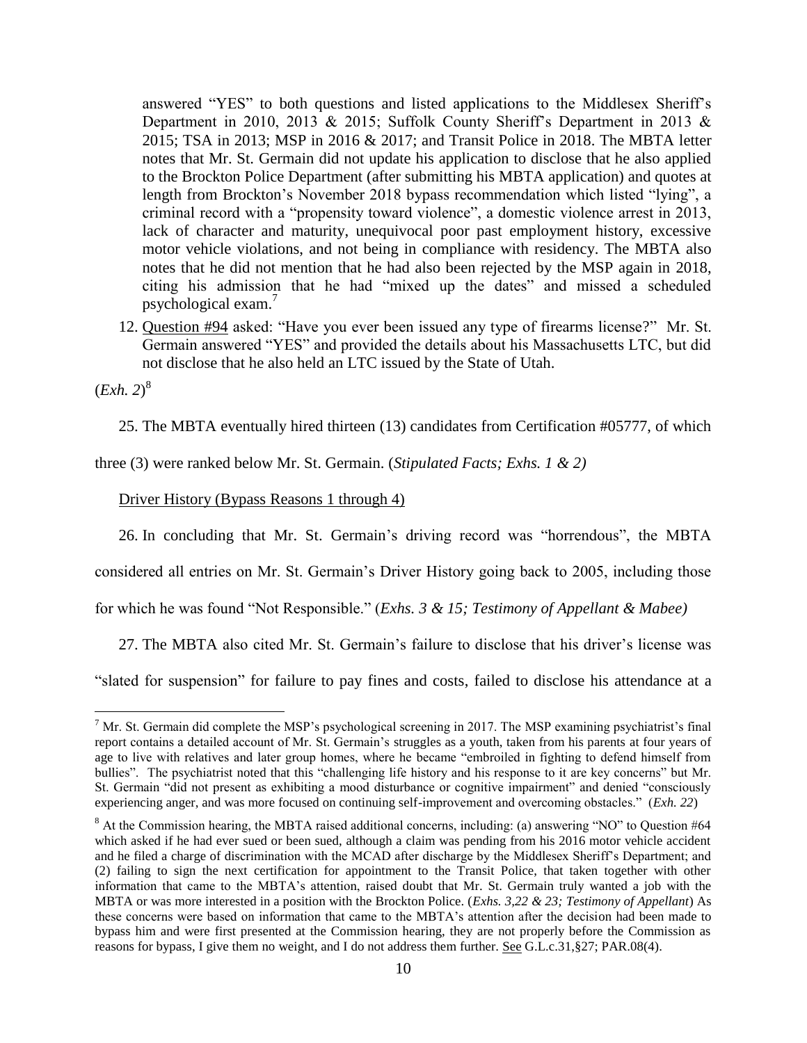answered "YES" to both questions and listed applications to the Middlesex Sheriff's Department in 2010, 2013 & 2015; Suffolk County Sheriff's Department in 2013 & 2015; TSA in 2013; MSP in 2016 & 2017; and Transit Police in 2018. The MBTA letter notes that Mr. St. Germain did not update his application to disclose that he also applied to the Brockton Police Department (after submitting his MBTA application) and quotes at length from Brockton's November 2018 bypass recommendation which listed "lying", a criminal record with a "propensity toward violence", a domestic violence arrest in 2013, lack of character and maturity, unequivocal poor past employment history, excessive motor vehicle violations, and not being in compliance with residency. The MBTA also notes that he did not mention that he had also been rejected by the MSP again in 2018, citing his admission that he had "mixed up the dates" and missed a scheduled psychological exam.[7]

12. Question #94 asked: "Have you ever been issued any type of firearms license?" Mr. St. Germain answered "YES" and provided the details about his Massachusetts LTC, but did not disclose that he also held an LTC issued by the State of Utah.

(*Exh. 2*)[8]

25. The MBTA eventually hired thirteen (13) candidates from Certification #05777, of which three (3) were ranked below Mr. St. Germain. (*Stipulated Facts; Exhs. 1 & 2)*

Driver History (Bypass Reasons 1 through 4)

26. In concluding that Mr. St. Germain's driving record was "horrendous", the MBTA considered all entries on Mr. St. Germain's Driver History going back to 2005, including those for which he was found "Not Responsible." (*Exhs. 3 & 15; Testimony of Appellant & Mabee)*

27. The MBTA also cited Mr. St. Germain's failure to disclose that his driver's license was "slated for suspension" for failure to pay fines and costs, failed to disclose his attendance at a

---

[7] Mr. St. Germain did complete the MSP's psychological screening in 2017. The MSP examining psychiatrist's final report contains a detailed account of Mr. St. Germain's struggles as a youth, taken from his parents at four years of age to live with relatives and later group homes, where he became "embroiled in fighting to defend himself from bullies". The psychiatrist noted that this "challenging life history and his response to it are key concerns" but Mr. St. Germain "did not present as exhibiting a mood disturbance or cognitive impairment" and denied "consciously experiencing anger, and was more focused on continuing self-improvement and overcoming obstacles." (*Exh. 22*)

[8] At the Commission hearing, the MBTA raised additional concerns, including: (a) answering "NO" to Question #64 which asked if he had ever sued or been sued, although a claim was pending from his 2016 motor vehicle accident and he filed a charge of discrimination with the MCAD after discharge by the Middlesex Sheriff's Department; and (2) failing to sign the next certification for appointment to the Transit Police, that taken together with other information that came to the MBTA's attention, raised doubt that Mr. St. Germain truly wanted a job with the MBTA or was more interested in a position with the Brockton Police. (*Exhs. 3,22 & 23; Testimony of Appellant*) As these concerns were based on information that came to the MBTA's attention after the decision had been made to bypass him and were first presented at the Commission hearing, they are not properly before the Commission as reasons for bypass, I give them no weight, and I do not address them further. See G.L.c.31,§27; PAR.08(4).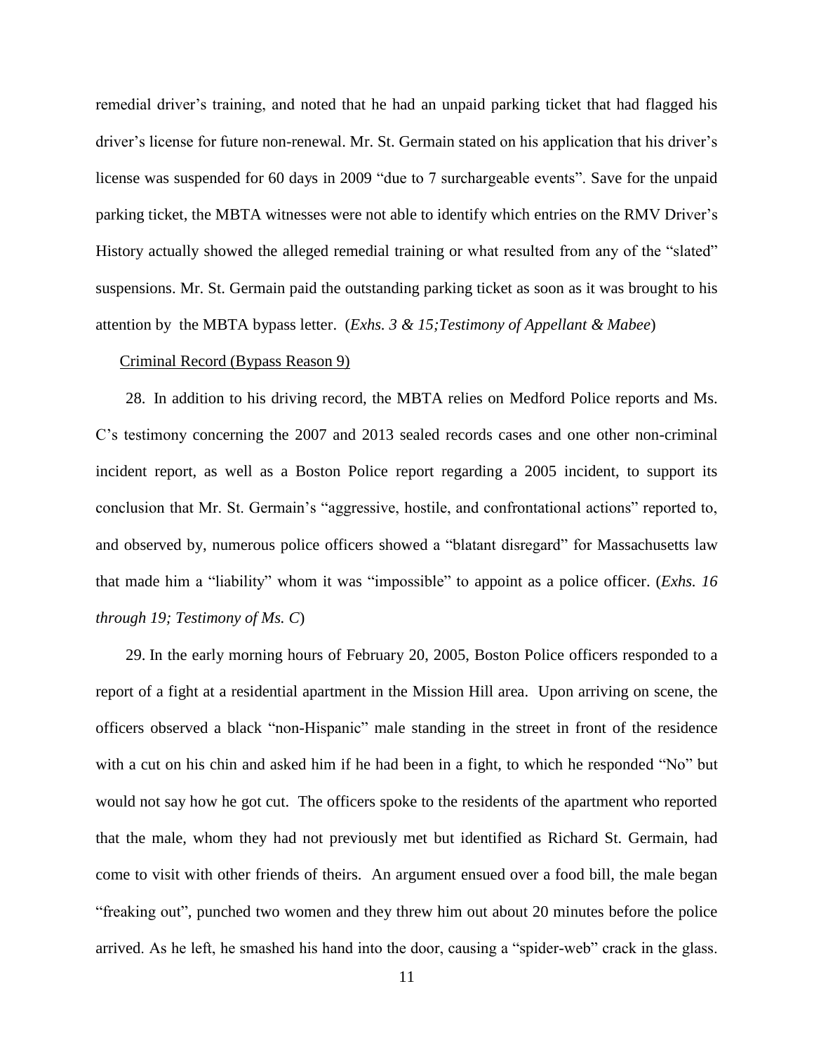remedial driver's training, and noted that he had an unpaid parking ticket that had flagged his driver's license for future non-renewal. Mr. St. Germain stated on his application that his driver's license was suspended for 60 days in 2009 "due to 7 surchargeable events". Save for the unpaid parking ticket, the MBTA witnesses were not able to identify which entries on the RMV Driver's History actually showed the alleged remedial training or what resulted from any of the "slated" suspensions. Mr. St. Germain paid the outstanding parking ticket as soon as it was brought to his attention by the MBTA bypass letter. (*Exhs. 3 & 15;Testimony of Appellant & Mabee*)

<u>Criminal Record (Bypass Reason 9)</u>

28. In addition to his driving record, the MBTA relies on Medford Police reports and Ms. C's testimony concerning the 2007 and 2013 sealed records cases and one other non-criminal incident report, as well as a Boston Police report regarding a 2005 incident, to support its conclusion that Mr. St. Germain's "aggressive, hostile, and confrontational actions" reported to, and observed by, numerous police officers showed a "blatant disregard" for Massachusetts law that made him a "liability" whom it was "impossible" to appoint as a police officer. (*Exhs. 16 through 19; Testimony of Ms. C*)

29. In the early morning hours of February 20, 2005, Boston Police officers responded to a report of a fight at a residential apartment in the Mission Hill area. Upon arriving on scene, the officers observed a black "non-Hispanic" male standing in the street in front of the residence with a cut on his chin and asked him if he had been in a fight, to which he responded "No" but would not say how he got cut. The officers spoke to the residents of the apartment who reported that the male, whom they had not previously met but identified as Richard St. Germain, had come to visit with other friends of theirs. An argument ensued over a food bill, the male began "freaking out", punched two women and they threw him out about 20 minutes before the police arrived. As he left, he smashed his hand into the door, causing a "spider-web" crack in the glass.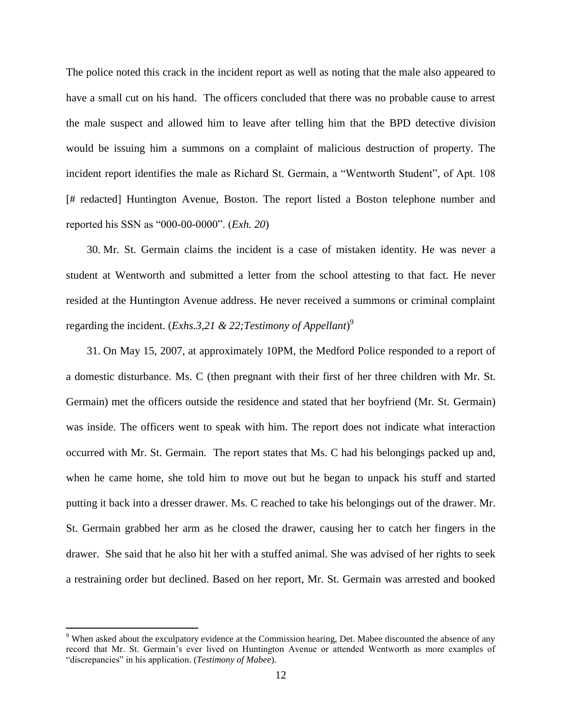The police noted this crack in the incident report as well as noting that the male also appeared to have a small cut on his hand. The officers concluded that there was no probable cause to arrest the male suspect and allowed him to leave after telling him that the BPD detective division would be issuing him a summons on a complaint of malicious destruction of property. The incident report identifies the male as Richard St. Germain, a "Wentworth Student", of Apt. 108 [# redacted] Huntington Avenue, Boston. The report listed a Boston telephone number and reported his SSN as "000-00-0000". (*Exh. 20*)

30. Mr. St. Germain claims the incident is a case of mistaken identity. He was never a student at Wentworth and submitted a letter from the school attesting to that fact. He never resided at the Huntington Avenue address. He never received a summons or criminal complaint regarding the incident. (*Exhs.3,21 & 22;Testimony of Appellant*)[9]

31. On May 15, 2007, at approximately 10PM, the Medford Police responded to a report of a domestic disturbance. Ms. C (then pregnant with their first of her three children with Mr. St. Germain) met the officers outside the residence and stated that her boyfriend (Mr. St. Germain) was inside. The officers went to speak with him. The report does not indicate what interaction occurred with Mr. St. Germain. The report states that Ms. C had his belongings packed up and, when he came home, she told him to move out but he began to unpack his stuff and started putting it back into a dresser drawer. Ms. C reached to take his belongings out of the drawer. Mr. St. Germain grabbed her arm as he closed the drawer, causing her to catch her fingers in the drawer. She said that he also hit her with a stuffed animal. She was advised of her rights to seek a restraining order but declined. Based on her report, Mr. St. Germain was arrested and booked

---

[9] When asked about the exculpatory evidence at the Commission hearing, Det. Mabee discounted the absence of any record that Mr. St. Germain's ever lived on Huntington Avenue or attended Wentworth as more examples of "discrepancies" in his application. (*Testimony of Mabee*).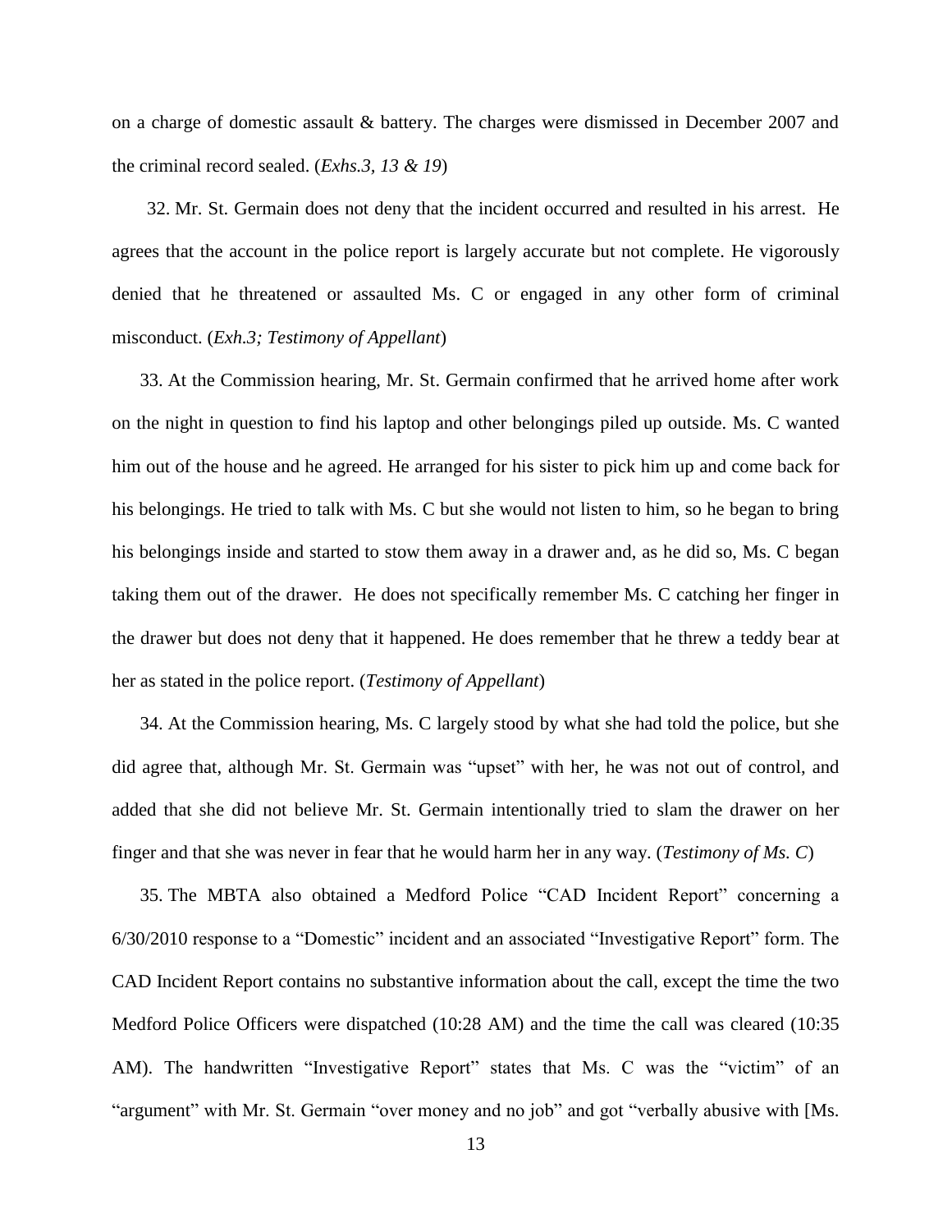on a charge of domestic assault & battery. The charges were dismissed in December 2007 and the criminal record sealed. (*Exhs.3, 13 & 19*)

32. Mr. St. Germain does not deny that the incident occurred and resulted in his arrest. He agrees that the account in the police report is largely accurate but not complete. He vigorously denied that he threatened or assaulted Ms. C or engaged in any other form of criminal misconduct. (*Exh.3; Testimony of Appellant*)

33. At the Commission hearing, Mr. St. Germain confirmed that he arrived home after work on the night in question to find his laptop and other belongings piled up outside. Ms. C wanted him out of the house and he agreed. He arranged for his sister to pick him up and come back for his belongings. He tried to talk with Ms. C but she would not listen to him, so he began to bring his belongings inside and started to stow them away in a drawer and, as he did so, Ms. C began taking them out of the drawer. He does not specifically remember Ms. C catching her finger in the drawer but does not deny that it happened. He does remember that he threw a teddy bear at her as stated in the police report. (*Testimony of Appellant*)

34. At the Commission hearing, Ms. C largely stood by what she had told the police, but she did agree that, although Mr. St. Germain was "upset" with her, he was not out of control, and added that she did not believe Mr. St. Germain intentionally tried to slam the drawer on her finger and that she was never in fear that he would harm her in any way. (*Testimony of Ms. C*)

35. The MBTA also obtained a Medford Police "CAD Incident Report" concerning a 6/30/2010 response to a "Domestic" incident and an associated "Investigative Report" form. The CAD Incident Report contains no substantive information about the call, except the time the two Medford Police Officers were dispatched (10:28 AM) and the time the call was cleared (10:35 AM). The handwritten "Investigative Report" states that Ms. C was the "victim" of an "argument" with Mr. St. Germain "over money and no job" and got "verbally abusive with [Ms.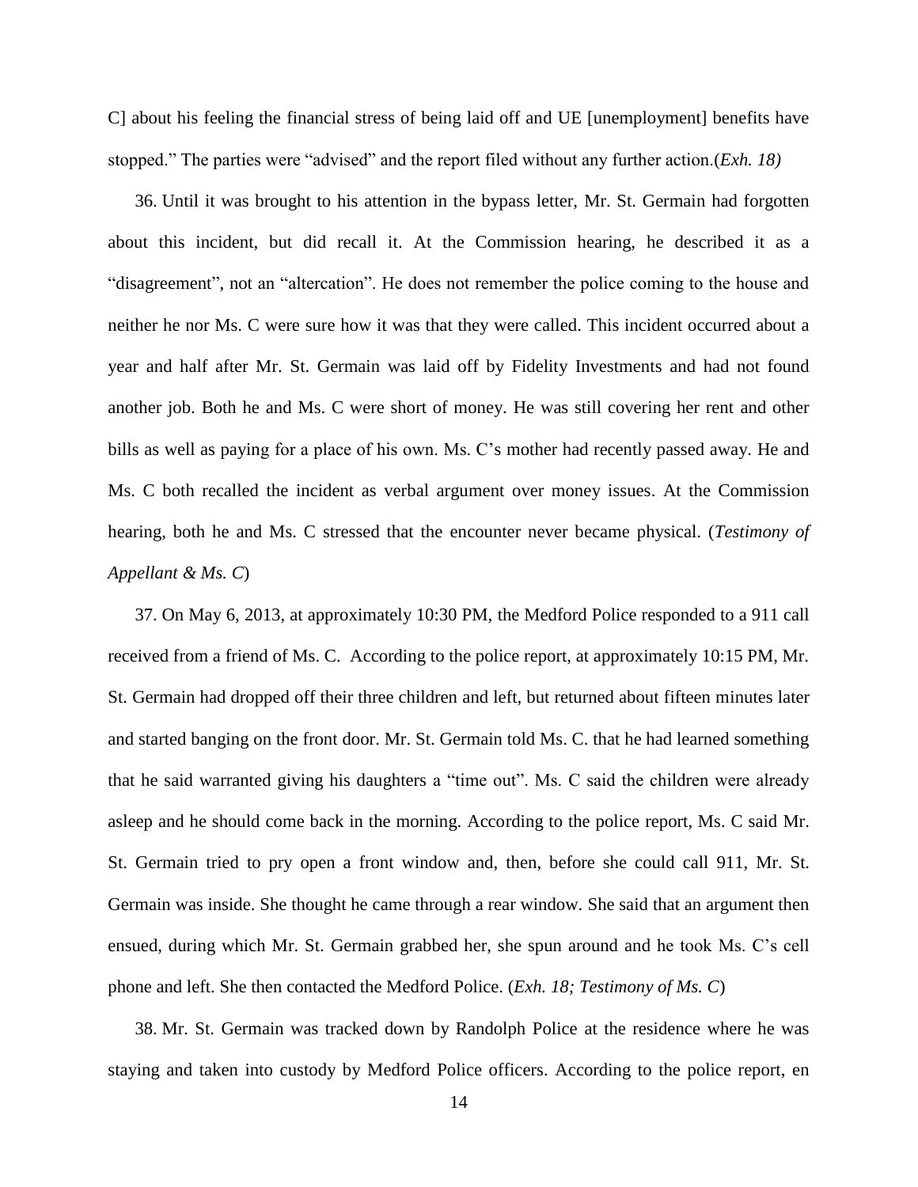C] about his feeling the financial stress of being laid off and UE [unemployment] benefits have stopped." The parties were "advised" and the report filed without any further action.(*Exh. 18)*

36. Until it was brought to his attention in the bypass letter, Mr. St. Germain had forgotten about this incident, but did recall it. At the Commission hearing, he described it as a "disagreement", not an "altercation". He does not remember the police coming to the house and neither he nor Ms. C were sure how it was that they were called. This incident occurred about a year and half after Mr. St. Germain was laid off by Fidelity Investments and had not found another job. Both he and Ms. C were short of money. He was still covering her rent and other bills as well as paying for a place of his own. Ms. C's mother had recently passed away. He and Ms. C both recalled the incident as verbal argument over money issues. At the Commission hearing, both he and Ms. C stressed that the encounter never became physical. (*Testimony of Appellant & Ms. C*)

37. On May 6, 2013, at approximately 10:30 PM, the Medford Police responded to a 911 call received from a friend of Ms. C. According to the police report, at approximately 10:15 PM, Mr. St. Germain had dropped off their three children and left, but returned about fifteen minutes later and started banging on the front door. Mr. St. Germain told Ms. C. that he had learned something that he said warranted giving his daughters a "time out". Ms. C said the children were already asleep and he should come back in the morning. According to the police report, Ms. C said Mr. St. Germain tried to pry open a front window and, then, before she could call 911, Mr. St. Germain was inside. She thought he came through a rear window. She said that an argument then ensued, during which Mr. St. Germain grabbed her, she spun around and he took Ms. C's cell phone and left. She then contacted the Medford Police. (*Exh. 18; Testimony of Ms. C*)

38. Mr. St. Germain was tracked down by Randolph Police at the residence where he was staying and taken into custody by Medford Police officers. According to the police report, en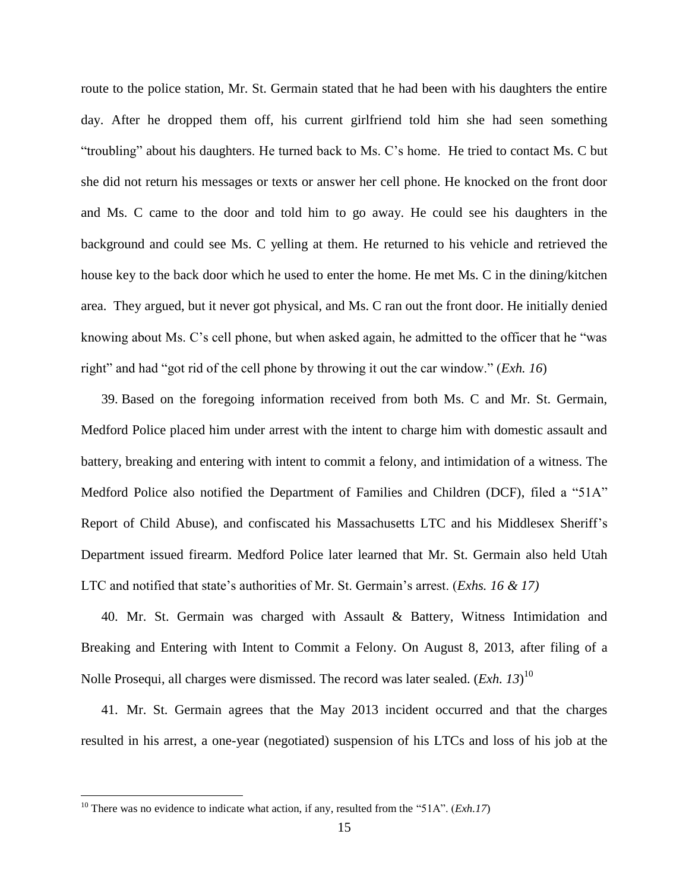route to the police station, Mr. St. Germain stated that he had been with his daughters the entire day. After he dropped them off, his current girlfriend told him she had seen something "troubling" about his daughters. He turned back to Ms. C's home. He tried to contact Ms. C but she did not return his messages or texts or answer her cell phone. He knocked on the front door and Ms. C came to the door and told him to go away. He could see his daughters in the background and could see Ms. C yelling at them. He returned to his vehicle and retrieved the house key to the back door which he used to enter the home. He met Ms. C in the dining/kitchen area. They argued, but it never got physical, and Ms. C ran out the front door. He initially denied knowing about Ms. C's cell phone, but when asked again, he admitted to the officer that he "was right" and had "got rid of the cell phone by throwing it out the car window." (*Exh. 16*)

39. Based on the foregoing information received from both Ms. C and Mr. St. Germain, Medford Police placed him under arrest with the intent to charge him with domestic assault and battery, breaking and entering with intent to commit a felony, and intimidation of a witness. The Medford Police also notified the Department of Families and Children (DCF), filed a "51A" Report of Child Abuse), and confiscated his Massachusetts LTC and his Middlesex Sheriff's Department issued firearm. Medford Police later learned that Mr. St. Germain also held Utah LTC and notified that state's authorities of Mr. St. Germain's arrest. (*Exhs. 16 & 17)*

40. Mr. St. Germain was charged with Assault & Battery, Witness Intimidation and Breaking and Entering with Intent to Commit a Felony. On August 8, 2013, after filing of a Nolle Prosequi, all charges were dismissed. The record was later sealed. (*Exh. 13*)[10]

41. Mr. St. Germain agrees that the May 2013 incident occurred and that the charges resulted in his arrest, a one-year (negotiated) suspension of his LTCs and loss of his job at the

[10] There was no evidence to indicate what action, if any, resulted from the "51A". (*Exh.17*)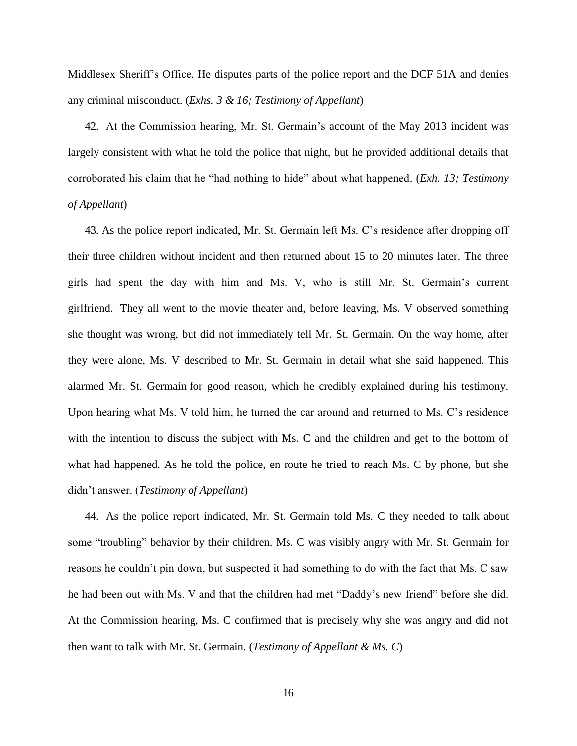Middlesex Sheriff's Office. He disputes parts of the police report and the DCF 51A and denies any criminal misconduct. (*Exhs. 3 & 16; Testimony of Appellant*)

42. At the Commission hearing, Mr. St. Germain's account of the May 2013 incident was largely consistent with what he told the police that night, but he provided additional details that corroborated his claim that he "had nothing to hide" about what happened. (*Exh. 13; Testimony of Appellant*)

43. As the police report indicated, Mr. St. Germain left Ms. C's residence after dropping off their three children without incident and then returned about 15 to 20 minutes later. The three girls had spent the day with him and Ms. V, who is still Mr. St. Germain's current girlfriend. They all went to the movie theater and, before leaving, Ms. V observed something she thought was wrong, but did not immediately tell Mr. St. Germain. On the way home, after they were alone, Ms. V described to Mr. St. Germain in detail what she said happened. This alarmed Mr. St. Germain for good reason, which he credibly explained during his testimony. Upon hearing what Ms. V told him, he turned the car around and returned to Ms. C's residence with the intention to discuss the subject with Ms. C and the children and get to the bottom of what had happened. As he told the police, en route he tried to reach Ms. C by phone, but she didn't answer. (*Testimony of Appellant*)

44. As the police report indicated, Mr. St. Germain told Ms. C they needed to talk about some "troubling" behavior by their children. Ms. C was visibly angry with Mr. St. Germain for reasons he couldn't pin down, but suspected it had something to do with the fact that Ms. C saw he had been out with Ms. V and that the children had met "Daddy's new friend" before she did. At the Commission hearing, Ms. C confirmed that is precisely why she was angry and did not then want to talk with Mr. St. Germain. (*Testimony of Appellant & Ms. C*)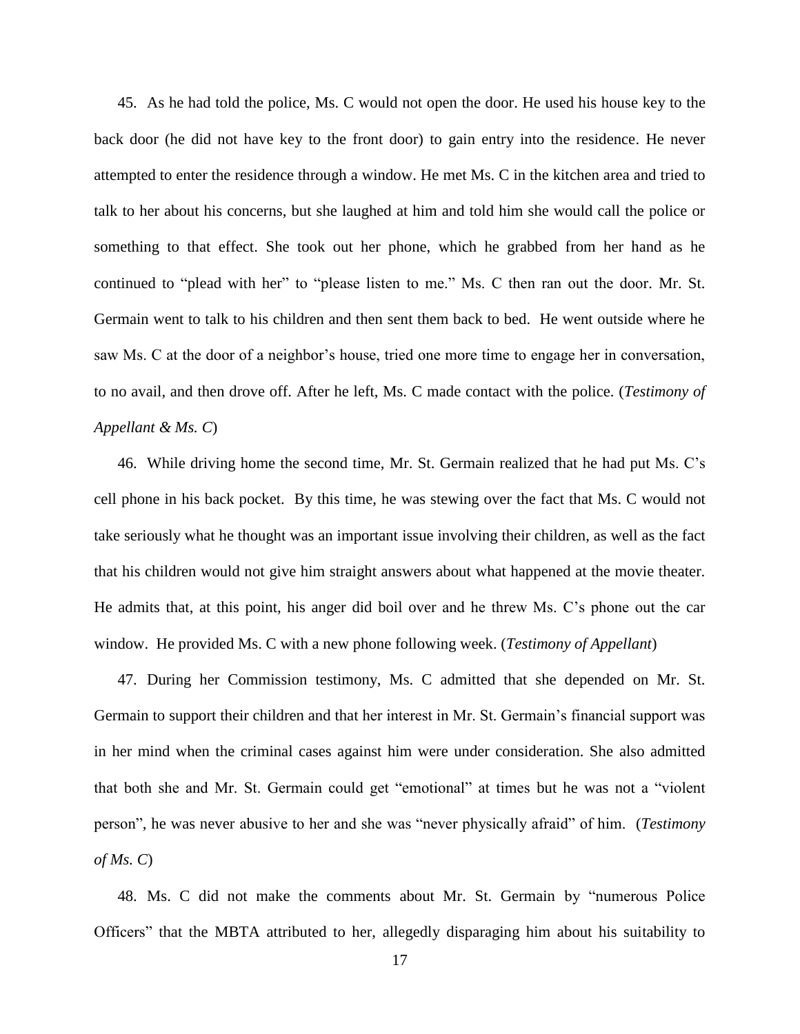45. As he had told the police, Ms. C would not open the door. He used his house key to the back door (he did not have key to the front door) to gain entry into the residence. He never attempted to enter the residence through a window. He met Ms. C in the kitchen area and tried to talk to her about his concerns, but she laughed at him and told him she would call the police or something to that effect. She took out her phone, which he grabbed from her hand as he continued to "plead with her" to "please listen to me." Ms. C then ran out the door. Mr. St. Germain went to talk to his children and then sent them back to bed. He went outside where he saw Ms. C at the door of a neighbor's house, tried one more time to engage her in conversation, to no avail, and then drove off. After he left, Ms. C made contact with the police. (*Testimony of Appellant & Ms. C*)

46. While driving home the second time, Mr. St. Germain realized that he had put Ms. C's cell phone in his back pocket. By this time, he was stewing over the fact that Ms. C would not take seriously what he thought was an important issue involving their children, as well as the fact that his children would not give him straight answers about what happened at the movie theater. He admits that, at this point, his anger did boil over and he threw Ms. C's phone out the car window. He provided Ms. C with a new phone following week. (*Testimony of Appellant*)

47. During her Commission testimony, Ms. C admitted that she depended on Mr. St. Germain to support their children and that her interest in Mr. St. Germain's financial support was in her mind when the criminal cases against him were under consideration. She also admitted that both she and Mr. St. Germain could get "emotional" at times but he was not a "violent person", he was never abusive to her and she was "never physically afraid" of him. (*Testimony of Ms. C*)

48. Ms. C did not make the comments about Mr. St. Germain by "numerous Police Officers" that the MBTA attributed to her, allegedly disparaging him about his suitability to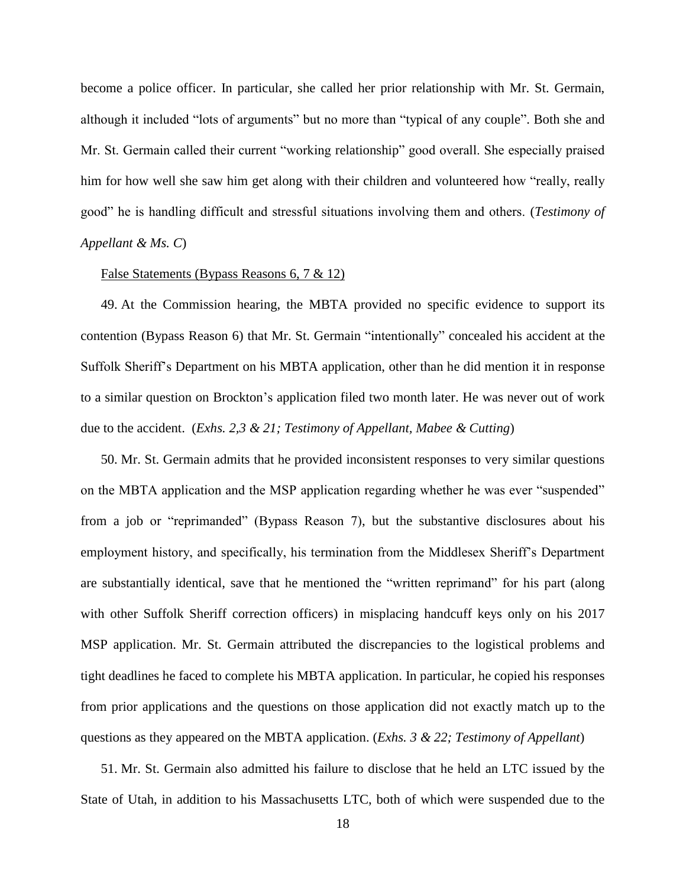become a police officer. In particular, she called her prior relationship with Mr. St. Germain, although it included "lots of arguments" but no more than "typical of any couple". Both she and Mr. St. Germain called their current "working relationship" good overall. She especially praised him for how well she saw him get along with their children and volunteered how "really, really good" he is handling difficult and stressful situations involving them and others. (*Testimony of Appellant & Ms. C*)

<u>False Statements (Bypass Reasons 6, 7 & 12)</u>

49. At the Commission hearing, the MBTA provided no specific evidence to support its contention (Bypass Reason 6) that Mr. St. Germain "intentionally" concealed his accident at the Suffolk Sheriff's Department on his MBTA application, other than he did mention it in response to a similar question on Brockton's application filed two month later. He was never out of work due to the accident. (*Exhs. 2,3 & 21; Testimony of Appellant, Mabee & Cutting*)

50. Mr. St. Germain admits that he provided inconsistent responses to very similar questions on the MBTA application and the MSP application regarding whether he was ever "suspended" from a job or "reprimanded" (Bypass Reason 7), but the substantive disclosures about his employment history, and specifically, his termination from the Middlesex Sheriff's Department are substantially identical, save that he mentioned the "written reprimand" for his part (along with other Suffolk Sheriff correction officers) in misplacing handcuff keys only on his 2017 MSP application. Mr. St. Germain attributed the discrepancies to the logistical problems and tight deadlines he faced to complete his MBTA application. In particular, he copied his responses from prior applications and the questions on those application did not exactly match up to the questions as they appeared on the MBTA application. (*Exhs. 3 & 22; Testimony of Appellant*)

51. Mr. St. Germain also admitted his failure to disclose that he held an LTC issued by the State of Utah, in addition to his Massachusetts LTC, both of which were suspended due to the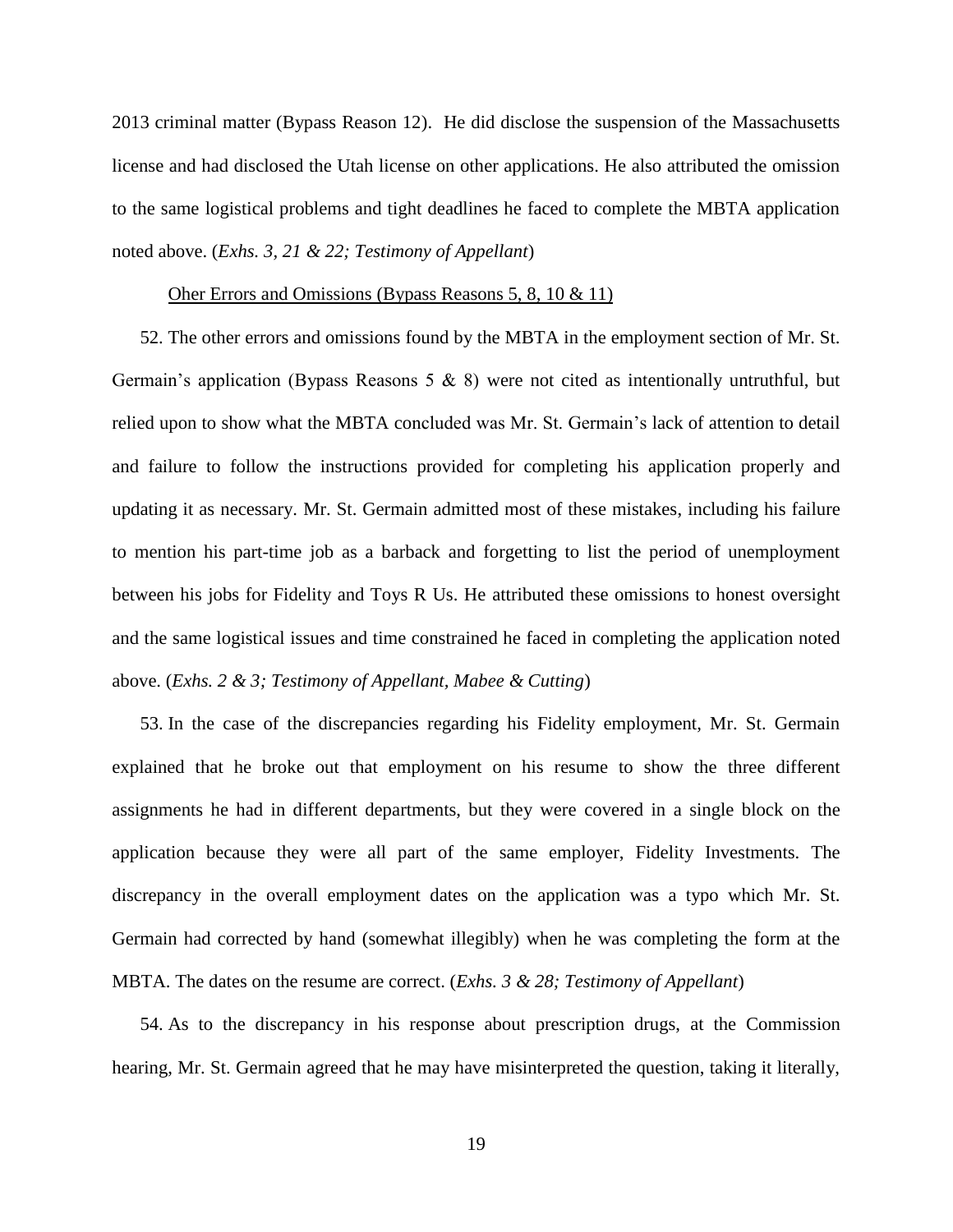2013 criminal matter (Bypass Reason 12). He did disclose the suspension of the Massachusetts license and had disclosed the Utah license on other applications. He also attributed the omission to the same logistical problems and tight deadlines he faced to complete the MBTA application noted above. (*Exhs. 3, 21 & 22; Testimony of Appellant*)

<u>Oher Errors and Omissions (Bypass Reasons 5, 8, 10 & 11)</u>

52. The other errors and omissions found by the MBTA in the employment section of Mr. St. Germain's application (Bypass Reasons 5 & 8) were not cited as intentionally untruthful, but relied upon to show what the MBTA concluded was Mr. St. Germain's lack of attention to detail and failure to follow the instructions provided for completing his application properly and updating it as necessary. Mr. St. Germain admitted most of these mistakes, including his failure to mention his part-time job as a barback and forgetting to list the period of unemployment between his jobs for Fidelity and Toys R Us. He attributed these omissions to honest oversight and the same logistical issues and time constrained he faced in completing the application noted above. (*Exhs. 2 & 3; Testimony of Appellant, Mabee & Cutting*)

53. In the case of the discrepancies regarding his Fidelity employment, Mr. St. Germain explained that he broke out that employment on his resume to show the three different assignments he had in different departments, but they were covered in a single block on the application because they were all part of the same employer, Fidelity Investments. The discrepancy in the overall employment dates on the application was a typo which Mr. St. Germain had corrected by hand (somewhat illegibly) when he was completing the form at the MBTA. The dates on the resume are correct. (*Exhs. 3 & 28; Testimony of Appellant*)

54. As to the discrepancy in his response about prescription drugs, at the Commission hearing, Mr. St. Germain agreed that he may have misinterpreted the question, taking it literally,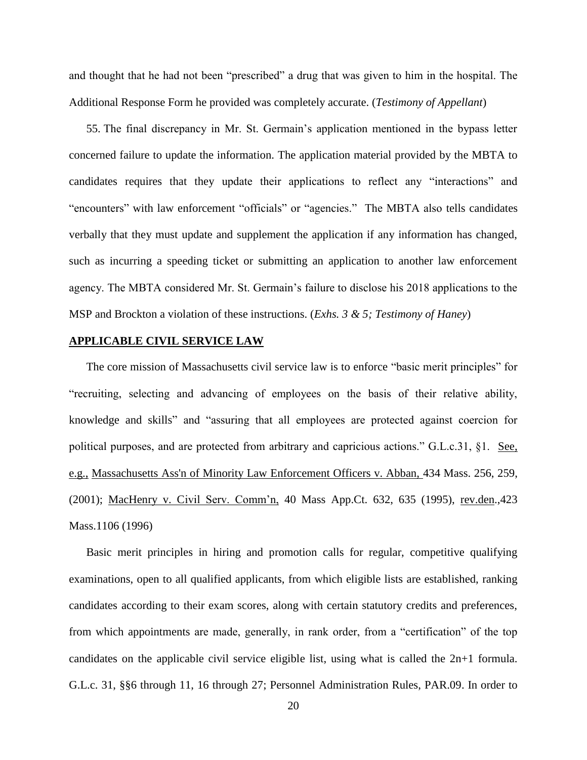and thought that he had not been "prescribed" a drug that was given to him in the hospital. The Additional Response Form he provided was completely accurate. (*Testimony of Appellant*)

55. The final discrepancy in Mr. St. Germain's application mentioned in the bypass letter concerned failure to update the information. The application material provided by the MBTA to candidates requires that they update their applications to reflect any "interactions" and "encounters" with law enforcement "officials" or "agencies." The MBTA also tells candidates verbally that they must update and supplement the application if any information has changed, such as incurring a speeding ticket or submitting an application to another law enforcement agency. The MBTA considered Mr. St. Germain's failure to disclose his 2018 applications to the MSP and Brockton a violation of these instructions. (*Exhs. 3 & 5; Testimony of Haney*)

## APPLICABLE CIVIL SERVICE LAW

The core mission of Massachusetts civil service law is to enforce "basic merit principles" for "recruiting, selecting and advancing of employees on the basis of their relative ability, knowledge and skills" and "assuring that all employees are protected against coercion for political purposes, and are protected from arbitrary and capricious actions." G.L.c.31, §1. See, e.g., Massachusetts Ass'n of Minority Law Enforcement Officers v. Abban, 434 Mass. 256, 259, (2001); MacHenry v. Civil Serv. Comm'n, 40 Mass App.Ct. 632, 635 (1995), rev.den.,423 Mass.1106 (1996)

Basic merit principles in hiring and promotion calls for regular, competitive qualifying examinations, open to all qualified applicants, from which eligible lists are established, ranking candidates according to their exam scores, along with certain statutory credits and preferences, from which appointments are made, generally, in rank order, from a "certification" of the top candidates on the applicable civil service eligible list, using what is called the 2n+1 formula. G.L.c. 31, §§6 through 11, 16 through 27; Personnel Administration Rules, PAR.09. In order to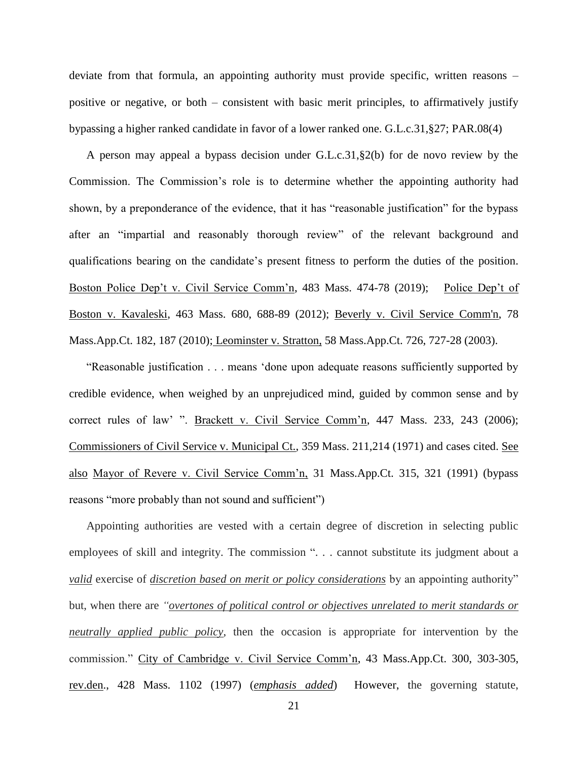deviate from that formula, an appointing authority must provide specific, written reasons – positive or negative, or both – consistent with basic merit principles, to affirmatively justify bypassing a higher ranked candidate in favor of a lower ranked one. G.L.c.31,§27; PAR.08(4)

A person may appeal a bypass decision under G.L.c.31,§2(b) for de novo review by the Commission. The Commission's role is to determine whether the appointing authority had shown, by a preponderance of the evidence, that it has "reasonable justification" for the bypass after an "impartial and reasonably thorough review" of the relevant background and qualifications bearing on the candidate's present fitness to perform the duties of the position. Boston Police Dep't v. Civil Service Comm'n, 483 Mass. 474-78 (2019); Police Dep't of Boston v. Kavaleski, 463 Mass. 680, 688-89 (2012); Beverly v. Civil Service Comm'n, 78 Mass.App.Ct. 182, 187 (2010); Leominster v. Stratton, 58 Mass.App.Ct. 726, 727-28 (2003).

"Reasonable justification . . . means 'done upon adequate reasons sufficiently supported by credible evidence, when weighed by an unprejudiced mind, guided by common sense and by correct rules of law' ". Brackett v. Civil Service Comm'n, 447 Mass. 233, 243 (2006); Commissioners of Civil Service v. Municipal Ct., 359 Mass. 211,214 (1971) and cases cited. See also Mayor of Revere v. Civil Service Comm'n, 31 Mass.App.Ct. 315, 321 (1991) (bypass reasons "more probably than not sound and sufficient")

Appointing authorities are vested with a certain degree of discretion in selecting public employees of skill and integrity. The commission ". . . cannot substitute its judgment about a ***valid*** exercise of ***discretion based on merit or policy considerations*** by an appointing authority" but, when there are *"**overtones of political control or objectives unrelated to merit standards or neutrally applied public policy**,* then the occasion is appropriate for intervention by the commission." City of Cambridge v. Civil Service Comm'n, 43 Mass.App.Ct. 300, 303-305, rev.den., 428 Mass. 1102 (1997) (***emphasis added***) However, the governing statute,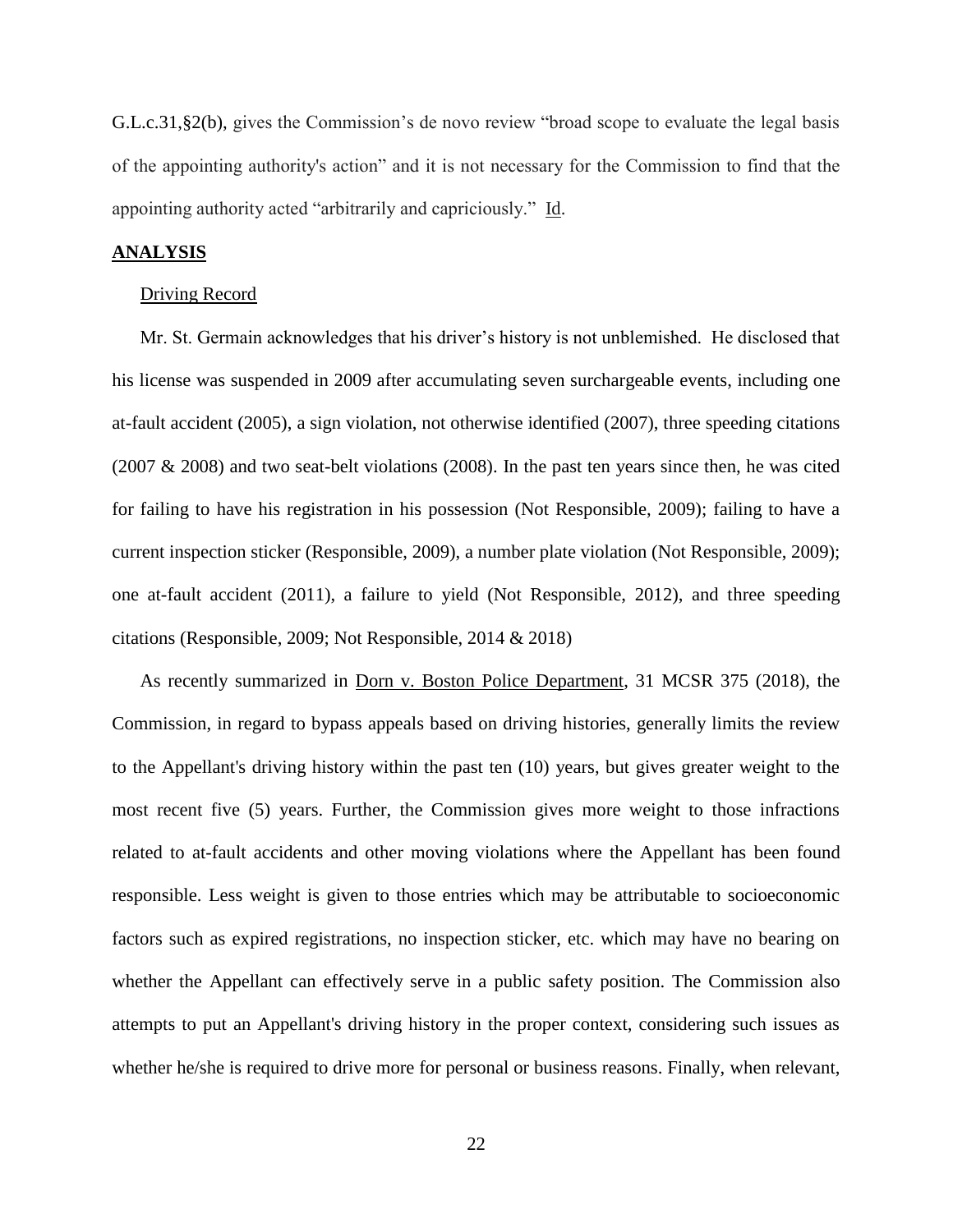G.L.c.31,§2(b), gives the Commission's de novo review "broad scope to evaluate the legal basis of the appointing authority's action" and it is not necessary for the Commission to find that the appointing authority acted "arbitrarily and capriciously." Id.

**ANALYSIS**

Driving Record

Mr. St. Germain acknowledges that his driver's history is not unblemished. He disclosed that his license was suspended in 2009 after accumulating seven surchargeable events, including one at-fault accident (2005), a sign violation, not otherwise identified (2007), three speeding citations (2007 & 2008) and two seat-belt violations (2008). In the past ten years since then, he was cited for failing to have his registration in his possession (Not Responsible, 2009); failing to have a current inspection sticker (Responsible, 2009), a number plate violation (Not Responsible, 2009); one at-fault accident (2011), a failure to yield (Not Responsible, 2012), and three speeding citations (Responsible, 2009; Not Responsible, 2014 & 2018)

As recently summarized in Dorn v. Boston Police Department, 31 MCSR 375 (2018), the Commission, in regard to bypass appeals based on driving histories, generally limits the review to the Appellant's driving history within the past ten (10) years, but gives greater weight to the most recent five (5) years. Further, the Commission gives more weight to those infractions related to at-fault accidents and other moving violations where the Appellant has been found responsible. Less weight is given to those entries which may be attributable to socioeconomic factors such as expired registrations, no inspection sticker, etc. which may have no bearing on whether the Appellant can effectively serve in a public safety position. The Commission also attempts to put an Appellant's driving history in the proper context, considering such issues as whether he/she is required to drive more for personal or business reasons. Finally, when relevant,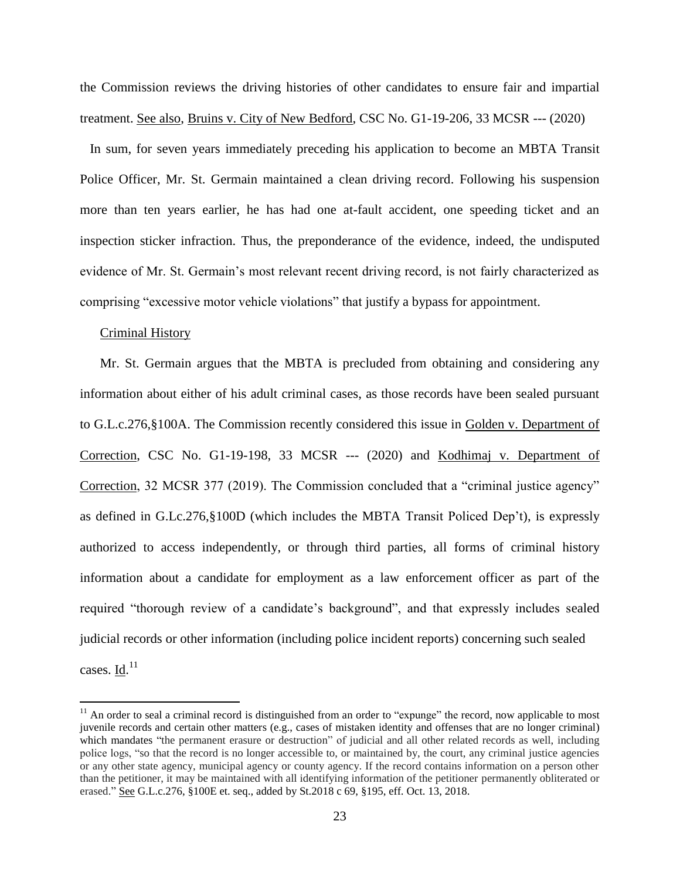the Commission reviews the driving histories of other candidates to ensure fair and impartial treatment. See also, Bruins v. City of New Bedford, CSC No. G1-19-206, 33 MCSR --- (2020)

In sum, for seven years immediately preceding his application to become an MBTA Transit Police Officer, Mr. St. Germain maintained a clean driving record. Following his suspension more than ten years earlier, he has had one at-fault accident, one speeding ticket and an inspection sticker infraction. Thus, the preponderance of the evidence, indeed, the undisputed evidence of Mr. St. Germain's most relevant recent driving record, is not fairly characterized as comprising "excessive motor vehicle violations" that justify a bypass for appointment.

Criminal History

Mr. St. Germain argues that the MBTA is precluded from obtaining and considering any information about either of his adult criminal cases, as those records have been sealed pursuant to G.L.c.276,§100A. The Commission recently considered this issue in Golden v. Department of Correction, CSC No. G1-19-198, 33 MCSR --- (2020) and Kodhimaj v. Department of Correction, 32 MCSR 377 (2019). The Commission concluded that a "criminal justice agency" as defined in G.Lc.276,§100D (which includes the MBTA Transit Policed Dep't), is expressly authorized to access independently, or through third parties, all forms of criminal history information about a candidate for employment as a law enforcement officer as part of the required "thorough review of a candidate's background", and that expressly includes sealed judicial records or other information (including police incident reports) concerning such sealed cases. Id.[11]

[11] An order to seal a criminal record is distinguished from an order to "expunge" the record, now applicable to most juvenile records and certain other matters (e.g., cases of mistaken identity and offenses that are no longer criminal) which mandates "the permanent erasure or destruction" of judicial and all other related records as well, including police logs, "so that the record is no longer accessible to, or maintained by, the court, any criminal justice agencies or any other state agency, municipal agency or county agency. If the record contains information on a person other than the petitioner, it may be maintained with all identifying information of the petitioner permanently obliterated or erased." See G.L.c.276, §100E et. seq., added by St.2018 c 69, §195, eff. Oct. 13, 2018.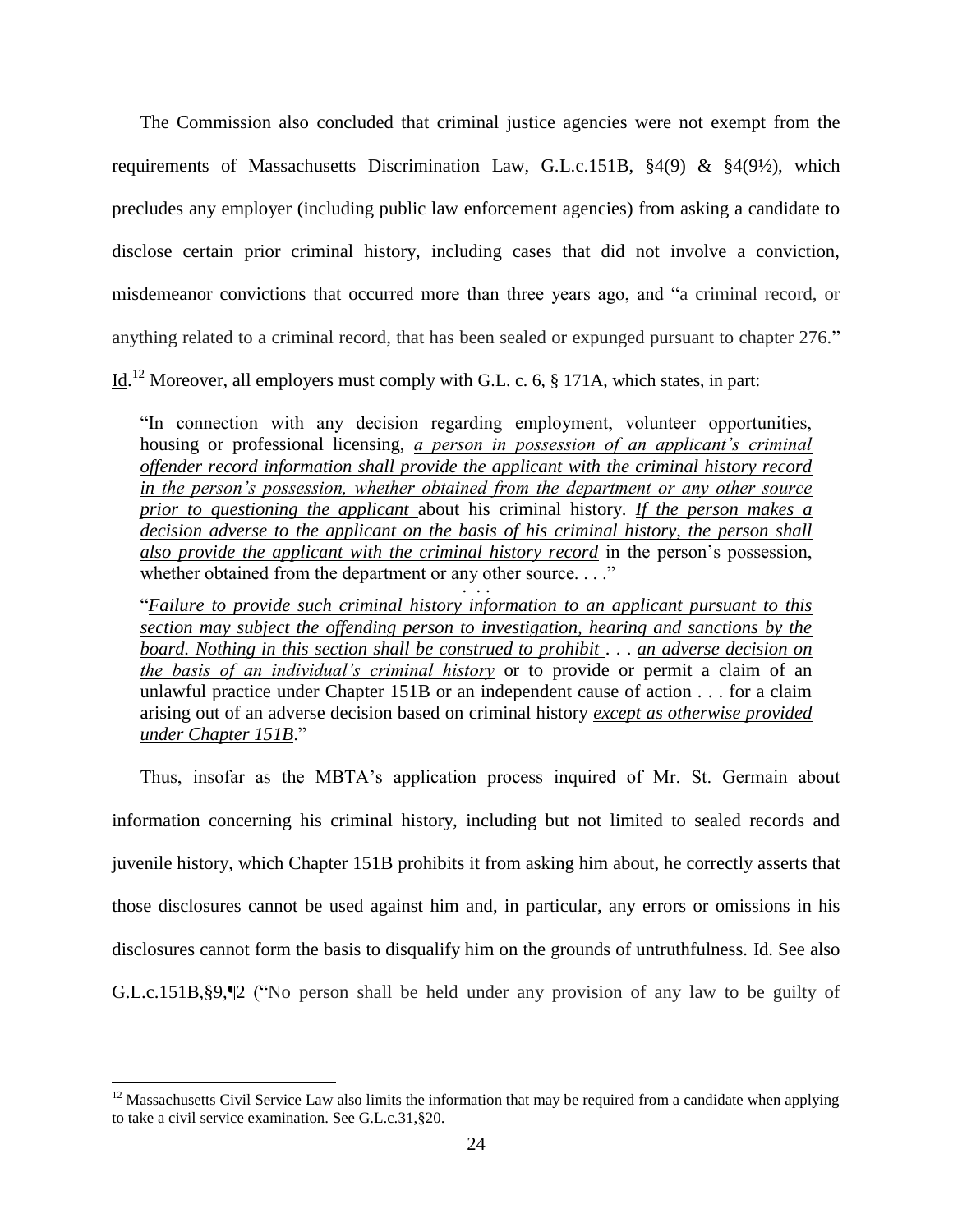The Commission also concluded that criminal justice agencies were not exempt from the requirements of Massachusetts Discrimination Law, G.L.c.151B, §4(9) & §4(9½), which precludes any employer (including public law enforcement agencies) from asking a candidate to disclose certain prior criminal history, including cases that did not involve a conviction, misdemeanor convictions that occurred more than three years ago, and "a criminal record, or anything related to a criminal record, that has been sealed or expunged pursuant to chapter 276." Id.[12] Moreover, all employers must comply with G.L. c. 6, § 171A, which states, in part:

> "In connection with any decision regarding employment, volunteer opportunities, housing or professional licensing, ***a person in possession of an applicant's criminal offender record information shall provide the applicant with the criminal history record in the person's possession, whether obtained from the department or any other source prior to questioning the applicant*** about his criminal history. ***If the person makes a decision adverse to the applicant on the basis of his criminal history, the person shall also provide the applicant with the criminal history record*** in the person's possession, whether obtained from the department or any other source. . . ."
>
> . . .
>
> "***Failure to provide such criminal history information to an applicant pursuant to this section may subject the offending person to investigation, hearing and sanctions by the board. Nothing in this section shall be construed to prohibit*** . . . ***an adverse decision on the basis of an individual's criminal history*** or to provide or permit a claim of an unlawful practice under Chapter 151B or an independent cause of action . . . for a claim arising out of an adverse decision based on criminal history ***except as otherwise provided under Chapter 151B***."

Thus, insofar as the MBTA's application process inquired of Mr. St. Germain about information concerning his criminal history, including but not limited to sealed records and juvenile history, which Chapter 151B prohibits it from asking him about, he correctly asserts that those disclosures cannot be used against him and, in particular, any errors or omissions in his disclosures cannot form the basis to disqualify him on the grounds of untruthfulness. Id. See also G.L.c.151B,§9,¶2 ("No person shall be held under any provision of any law to be guilty of

[12] Massachusetts Civil Service Law also limits the information that may be required from a candidate when applying to take a civil service examination. See G.L.c.31,§20.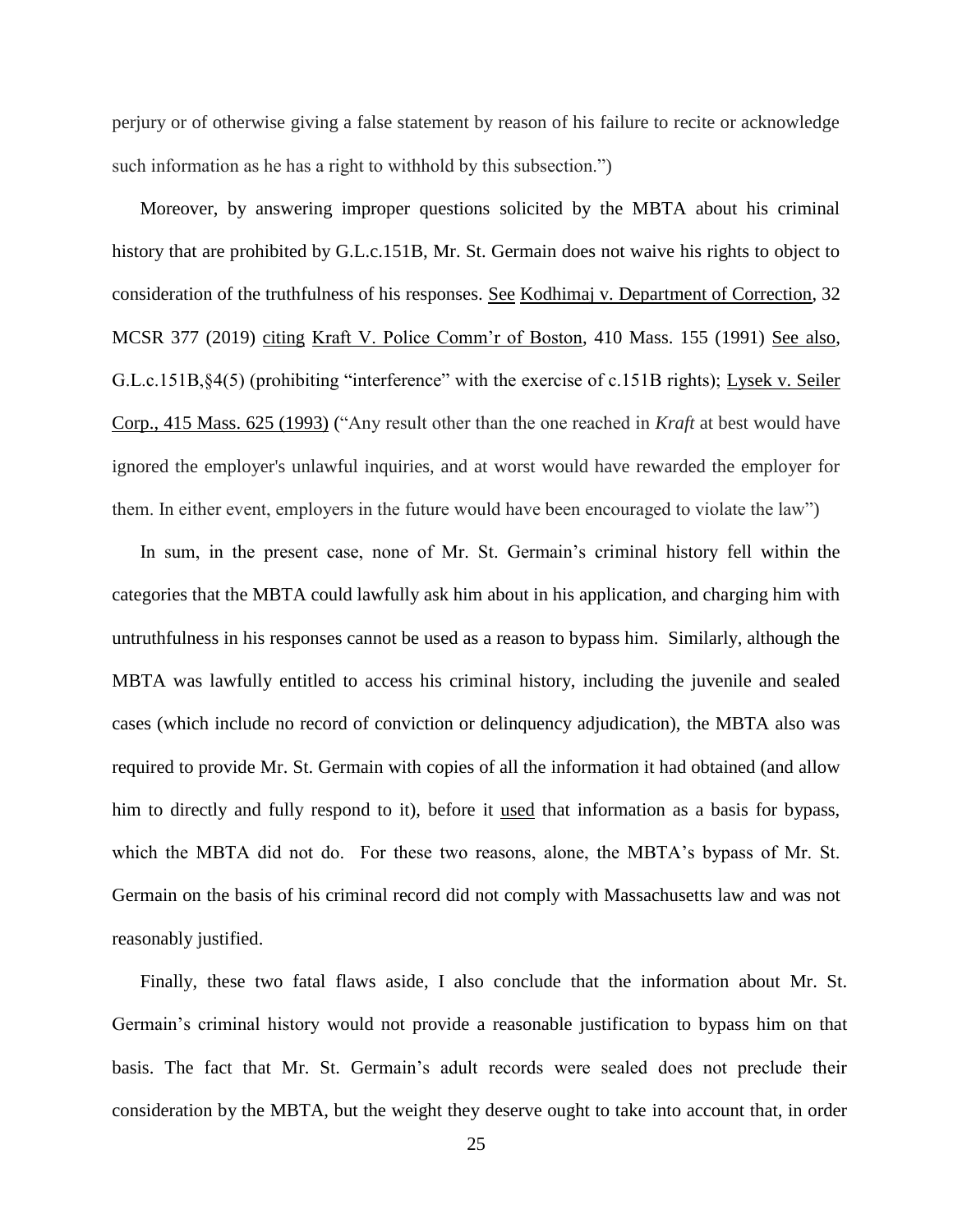perjury or of otherwise giving a false statement by reason of his failure to recite or acknowledge such information as he has a right to withhold by this subsection.")

Moreover, by answering improper questions solicited by the MBTA about his criminal history that are prohibited by G.L.c.151B, Mr. St. Germain does not waive his rights to object to consideration of the truthfulness of his responses. See Kodhimaj v. Department of Correction, 32 MCSR 377 (2019) citing Kraft V. Police Comm'r of Boston, 410 Mass. 155 (1991) See also, G.L.c.151B,§4(5) (prohibiting "interference" with the exercise of c.151B rights); Lysek v. Seiler Corp., 415 Mass. 625 (1993) ("Any result other than the one reached in *Kraft* at best would have ignored the employer's unlawful inquiries, and at worst would have rewarded the employer for them. In either event, employers in the future would have been encouraged to violate the law")

In sum, in the present case, none of Mr. St. Germain's criminal history fell within the categories that the MBTA could lawfully ask him about in his application, and charging him with untruthfulness in his responses cannot be used as a reason to bypass him. Similarly, although the MBTA was lawfully entitled to access his criminal history, including the juvenile and sealed cases (which include no record of conviction or delinquency adjudication), the MBTA also was required to provide Mr. St. Germain with copies of all the information it had obtained (and allow him to directly and fully respond to it), before it used that information as a basis for bypass, which the MBTA did not do. For these two reasons, alone, the MBTA's bypass of Mr. St. Germain on the basis of his criminal record did not comply with Massachusetts law and was not reasonably justified.

Finally, these two fatal flaws aside, I also conclude that the information about Mr. St. Germain's criminal history would not provide a reasonable justification to bypass him on that basis. The fact that Mr. St. Germain's adult records were sealed does not preclude their consideration by the MBTA, but the weight they deserve ought to take into account that, in order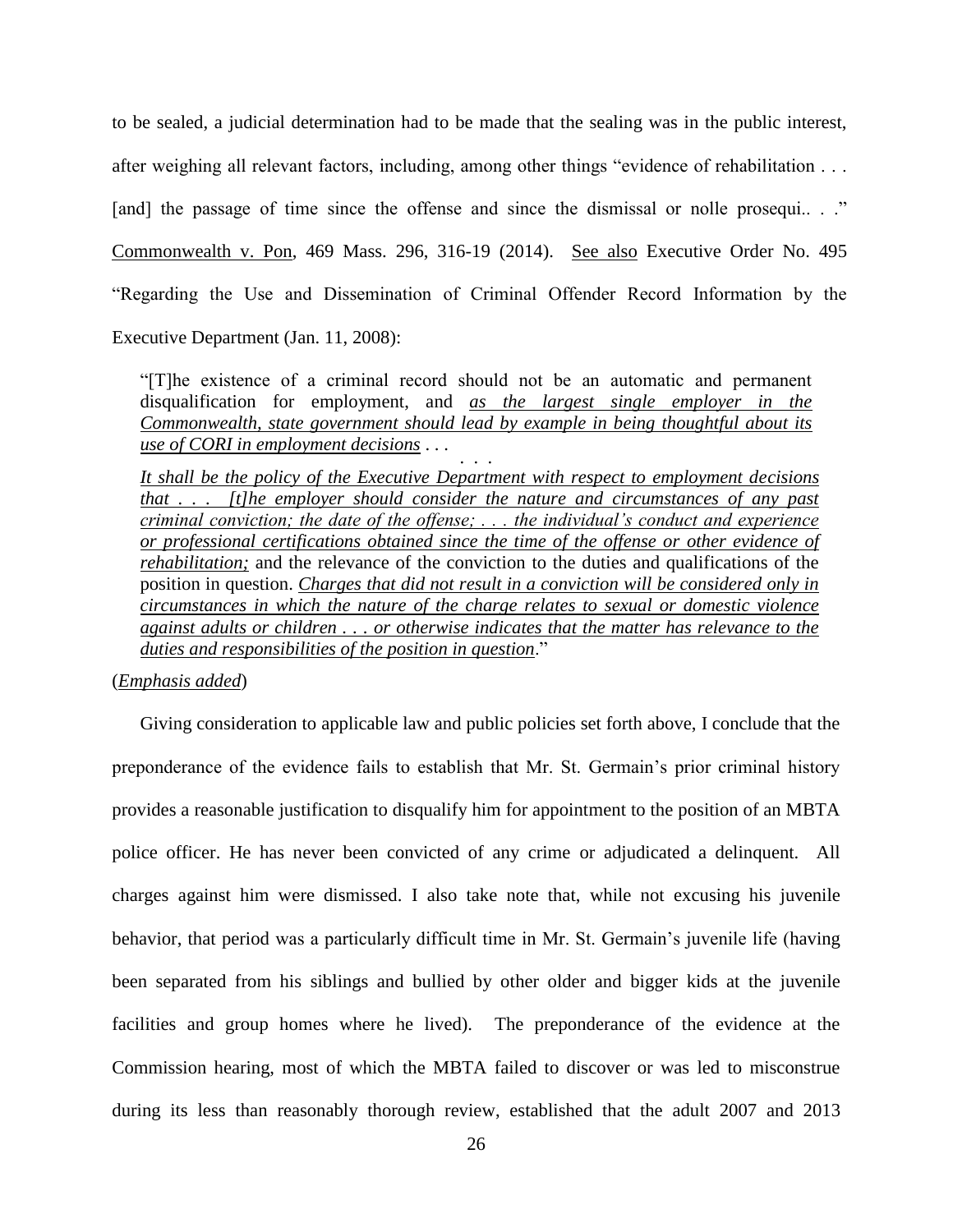to be sealed, a judicial determination had to be made that the sealing was in the public interest, after weighing all relevant factors, including, among other things "evidence of rehabilitation . . . [and] the passage of time since the offense and since the dismissal or nolle prosequi.. . ." Commonwealth v. Pon, 469 Mass. 296, 316-19 (2014). See also Executive Order No. 495 "Regarding the Use and Dissemination of Criminal Offender Record Information by the Executive Department (Jan. 11, 2008):

> "[T]he existence of a criminal record should not be an automatic and permanent disqualification for employment, and *as the largest single employer in the Commonwealth, state government should lead by example in being thoughtful about its use of CORI in employment decisions* . . .
>
> . . .
>
> *It shall be the policy of the Executive Department with respect to employment decisions that . . . [t]he employer should consider the nature and circumstances of any past criminal conviction; the date of the offense; . . . the individual's conduct and experience or professional certifications obtained since the time of the offense or other evidence of rehabilitation;* and the relevance of the conviction to the duties and qualifications of the position in question. *Charges that did not result in a conviction will be considered only in circumstances in which the nature of the charge relates to sexual or domestic violence against adults or children . . . or otherwise indicates that the matter has relevance to the duties and responsibilities of the position in question*."

(*Emphasis added*)

Giving consideration to applicable law and public policies set forth above, I conclude that the preponderance of the evidence fails to establish that Mr. St. Germain's prior criminal history provides a reasonable justification to disqualify him for appointment to the position of an MBTA police officer. He has never been convicted of any crime or adjudicated a delinquent. All charges against him were dismissed. I also take note that, while not excusing his juvenile behavior, that period was a particularly difficult time in Mr. St. Germain's juvenile life (having been separated from his siblings and bullied by other older and bigger kids at the juvenile facilities and group homes where he lived). The preponderance of the evidence at the Commission hearing, most of which the MBTA failed to discover or was led to misconstrue during its less than reasonably thorough review, established that the adult 2007 and 2013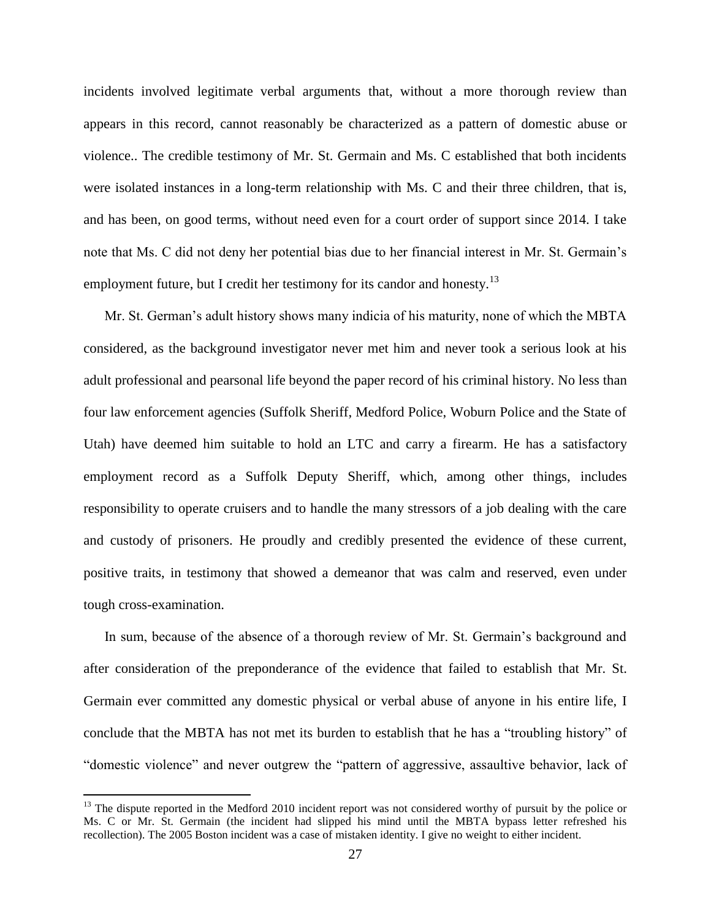incidents involved legitimate verbal arguments that, without a more thorough review than appears in this record, cannot reasonably be characterized as a pattern of domestic abuse or violence.. The credible testimony of Mr. St. Germain and Ms. C established that both incidents were isolated instances in a long-term relationship with Ms. C and their three children, that is, and has been, on good terms, without need even for a court order of support since 2014. I take note that Ms. C did not deny her potential bias due to her financial interest in Mr. St. Germain's employment future, but I credit her testimony for its candor and honesty.[13]

Mr. St. German's adult history shows many indicia of his maturity, none of which the MBTA considered, as the background investigator never met him and never took a serious look at his adult professional and pearsonal life beyond the paper record of his criminal history. No less than four law enforcement agencies (Suffolk Sheriff, Medford Police, Woburn Police and the State of Utah) have deemed him suitable to hold an LTC and carry a firearm. He has a satisfactory employment record as a Suffolk Deputy Sheriff, which, among other things, includes responsibility to operate cruisers and to handle the many stressors of a job dealing with the care and custody of prisoners. He proudly and credibly presented the evidence of these current, positive traits, in testimony that showed a demeanor that was calm and reserved, even under tough cross-examination.

In sum, because of the absence of a thorough review of Mr. St. Germain's background and after consideration of the preponderance of the evidence that failed to establish that Mr. St. Germain ever committed any domestic physical or verbal abuse of anyone in his entire life, I conclude that the MBTA has not met its burden to establish that he has a "troubling history" of "domestic violence" and never outgrew the "pattern of aggressive, assaultive behavior, lack of

[13] The dispute reported in the Medford 2010 incident report was not considered worthy of pursuit by the police or Ms. C or Mr. St. Germain (the incident had slipped his mind until the MBTA bypass letter refreshed his recollection). The 2005 Boston incident was a case of mistaken identity. I give no weight to either incident.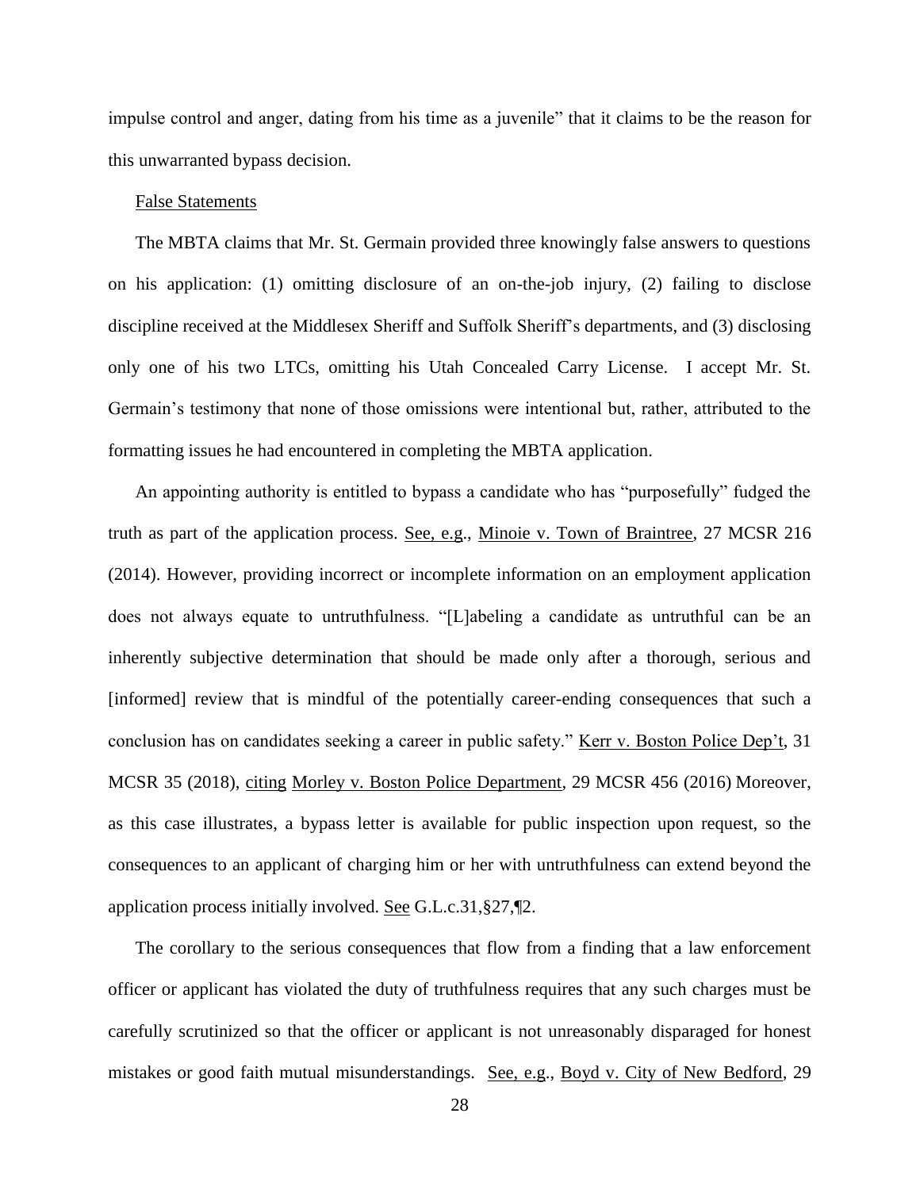impulse control and anger, dating from his time as a juvenile" that it claims to be the reason for this unwarranted bypass decision.

<u>False Statements</u>

The MBTA claims that Mr. St. Germain provided three knowingly false answers to questions on his application: (1) omitting disclosure of an on-the-job injury, (2) failing to disclose discipline received at the Middlesex Sheriff and Suffolk Sheriff's departments, and (3) disclosing only one of his two LTCs, omitting his Utah Concealed Carry License. I accept Mr. St. Germain's testimony that none of those omissions were intentional but, rather, attributed to the formatting issues he had encountered in completing the MBTA application.

An appointing authority is entitled to bypass a candidate who has "purposefully" fudged the truth as part of the application process. <u>See, e.g</u>., <u>Minoie v. Town of Braintree</u>, 27 MCSR 216 (2014). However, providing incorrect or incomplete information on an employment application does not always equate to untruthfulness. "[L]abeling a candidate as untruthful can be an inherently subjective determination that should be made only after a thorough, serious and [informed] review that is mindful of the potentially career-ending consequences that such a conclusion has on candidates seeking a career in public safety." <u>Kerr v. Boston Police Dep't</u>, 31 MCSR 35 (2018), <u>citing</u> <u>Morley v. Boston Police Department</u>, 29 MCSR 456 (2016) Moreover, as this case illustrates, a bypass letter is available for public inspection upon request, so the consequences to an applicant of charging him or her with untruthfulness can extend beyond the application process initially involved. <u>See</u> G.L.c.31,§27,¶2.

The corollary to the serious consequences that flow from a finding that a law enforcement officer or applicant has violated the duty of truthfulness requires that any such charges must be carefully scrutinized so that the officer or applicant is not unreasonably disparaged for honest mistakes or good faith mutual misunderstandings. <u>See, e.g</u>., <u>Boyd v. City of New Bedford</u>, 29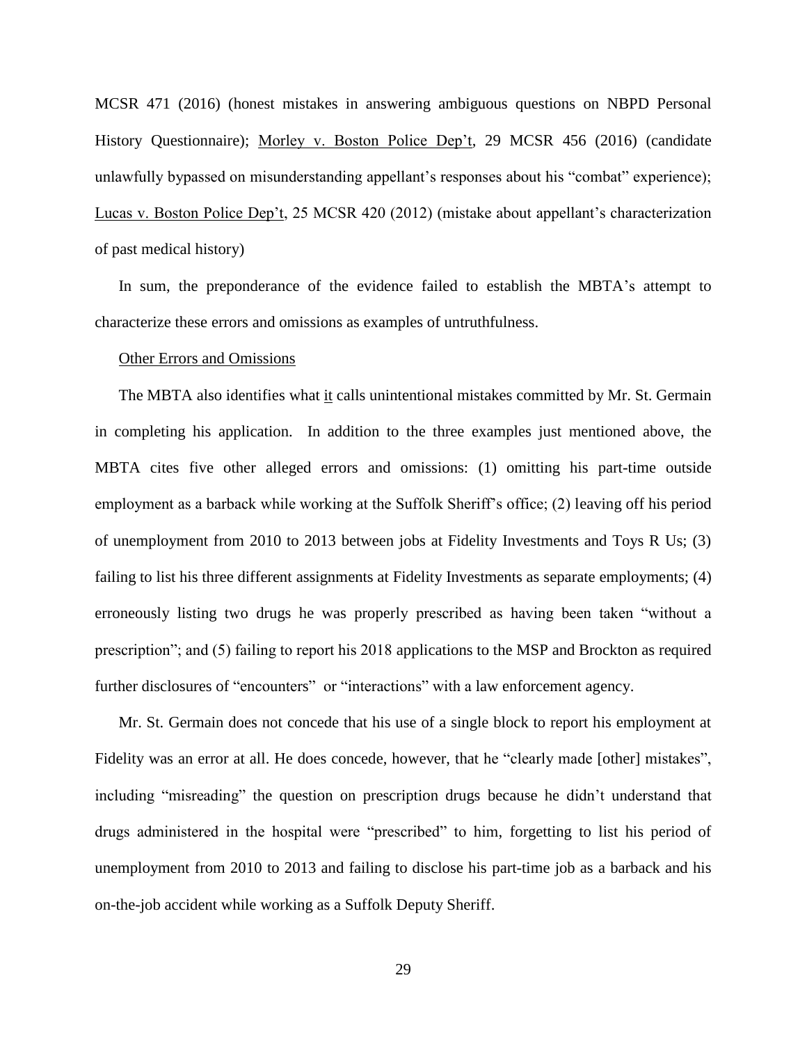MCSR 471 (2016) (honest mistakes in answering ambiguous questions on NBPD Personal History Questionnaire); Morley v. Boston Police Dep't, 29 MCSR 456 (2016) (candidate unlawfully bypassed on misunderstanding appellant's responses about his "combat" experience); Lucas v. Boston Police Dep't, 25 MCSR 420 (2012) (mistake about appellant's characterization of past medical history)

In sum, the preponderance of the evidence failed to establish the MBTA's attempt to characterize these errors and omissions as examples of untruthfulness.

Other Errors and Omissions

The MBTA also identifies what it calls unintentional mistakes committed by Mr. St. Germain in completing his application. In addition to the three examples just mentioned above, the MBTA cites five other alleged errors and omissions: (1) omitting his part-time outside employment as a barback while working at the Suffolk Sheriff's office; (2) leaving off his period of unemployment from 2010 to 2013 between jobs at Fidelity Investments and Toys R Us; (3) failing to list his three different assignments at Fidelity Investments as separate employments; (4) erroneously listing two drugs he was properly prescribed as having been taken "without a prescription"; and (5) failing to report his 2018 applications to the MSP and Brockton as required further disclosures of "encounters" or "interactions" with a law enforcement agency.

Mr. St. Germain does not concede that his use of a single block to report his employment at Fidelity was an error at all. He does concede, however, that he "clearly made [other] mistakes", including "misreading" the question on prescription drugs because he didn't understand that drugs administered in the hospital were "prescribed" to him, forgetting to list his period of unemployment from 2010 to 2013 and failing to disclose his part-time job as a barback and his on-the-job accident while working as a Suffolk Deputy Sheriff.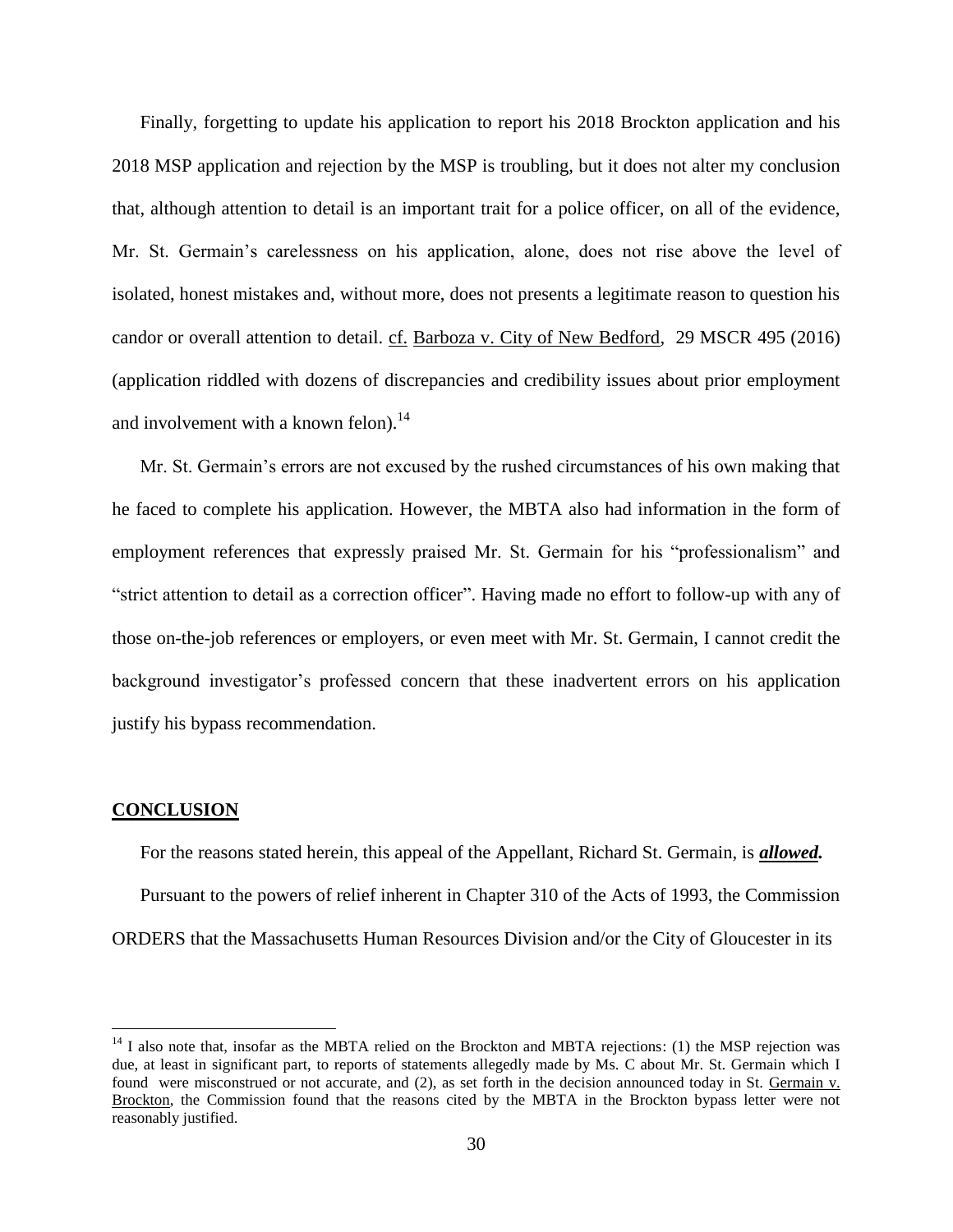Finally, forgetting to update his application to report his 2018 Brockton application and his 2018 MSP application and rejection by the MSP is troubling, but it does not alter my conclusion that, although attention to detail is an important trait for a police officer, on all of the evidence, Mr. St. Germain's carelessness on his application, alone, does not rise above the level of isolated, honest mistakes and, without more, does not presents a legitimate reason to question his candor or overall attention to detail. cf. Barboza v. City of New Bedford, 29 MSCR 495 (2016) (application riddled with dozens of discrepancies and credibility issues about prior employment and involvement with a known felon).[14]

Mr. St. Germain's errors are not excused by the rushed circumstances of his own making that he faced to complete his application. However, the MBTA also had information in the form of employment references that expressly praised Mr. St. Germain for his "professionalism" and "strict attention to detail as a correction officer". Having made no effort to follow-up with any of those on-the-job references or employers, or even meet with Mr. St. Germain, I cannot credit the background investigator's professed concern that these inadvertent errors on his application justify his bypass recommendation.

## CONCLUSION

For the reasons stated herein, this appeal of the Appellant, Richard St. Germain, is ***allowed.***

Pursuant to the powers of relief inherent in Chapter 310 of the Acts of 1993, the Commission ORDERS that the Massachusetts Human Resources Division and/or the City of Gloucester in its

---

[14] I also note that, insofar as the MBTA relied on the Brockton and MBTA rejections: (1) the MSP rejection was due, at least in significant part, to reports of statements allegedly made by Ms. C about Mr. St. Germain which I found were misconstrued or not accurate, and (2), as set forth in the decision announced today in St. Germain v. Brockton, the Commission found that the reasons cited by the MBTA in the Brockton bypass letter were not reasonably justified.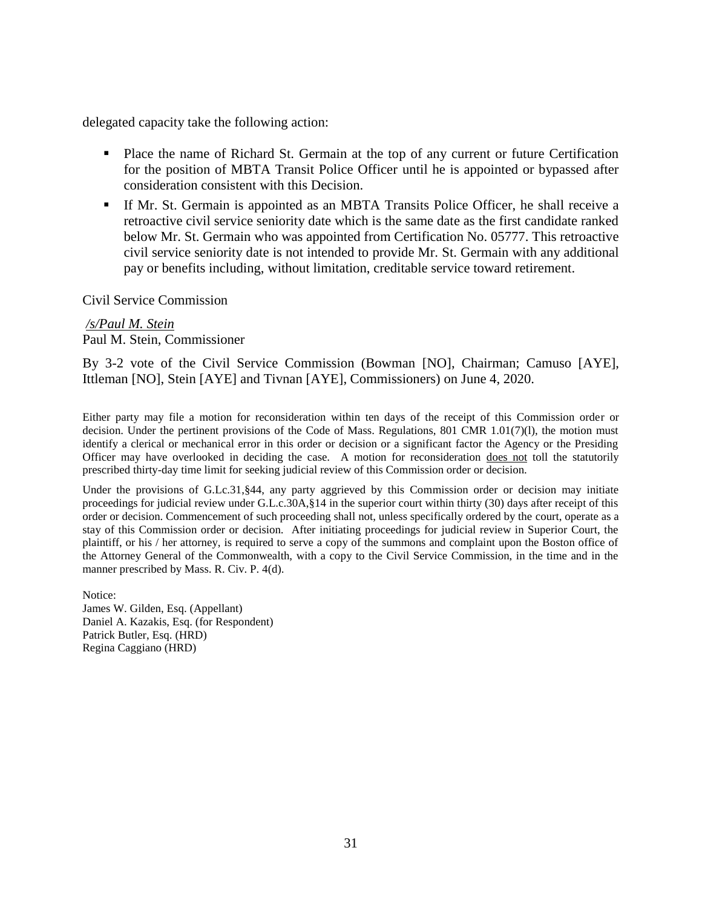delegated capacity take the following action:

- Place the name of Richard St. Germain at the top of any current or future Certification for the position of MBTA Transit Police Officer until he is appointed or bypassed after consideration consistent with this Decision.
- If Mr. St. Germain is appointed as an MBTA Transits Police Officer, he shall receive a retroactive civil service seniority date which is the same date as the first candidate ranked below Mr. St. Germain who was appointed from Certification No. 05777. This retroactive civil service seniority date is not intended to provide Mr. St. Germain with any additional pay or benefits including, without limitation, creditable service toward retirement.

Civil Service Commission

*/s/Paul M. Stein*
Paul M. Stein, Commissioner

By 3-2 vote of the Civil Service Commission (Bowman [NO], Chairman; Camuso [AYE], Ittleman [NO], Stein [AYE] and Tivnan [AYE], Commissioners) on June 4, 2020.

Either party may file a motion for reconsideration within ten days of the receipt of this Commission order or decision. Under the pertinent provisions of the Code of Mass. Regulations, 801 CMR 1.01(7)(l), the motion must identify a clerical or mechanical error in this order or decision or a significant factor the Agency or the Presiding Officer may have overlooked in deciding the case. A motion for reconsideration does not toll the statutorily prescribed thirty-day time limit for seeking judicial review of this Commission order or decision.

Under the provisions of G.Lc.31,§44, any party aggrieved by this Commission order or decision may initiate proceedings for judicial review under G.L.c.30A,§14 in the superior court within thirty (30) days after receipt of this order or decision. Commencement of such proceeding shall not, unless specifically ordered by the court, operate as a stay of this Commission order or decision. After initiating proceedings for judicial review in Superior Court, the plaintiff, or his / her attorney, is required to serve a copy of the summons and complaint upon the Boston office of the Attorney General of the Commonwealth, with a copy to the Civil Service Commission, in the time and in the manner prescribed by Mass. R. Civ. P. 4(d).

Notice:
James W. Gilden, Esq. (Appellant)
Daniel A. Kazakis, Esq. (for Respondent)
Patrick Butler, Esq. (HRD)
Regina Caggiano (HRD)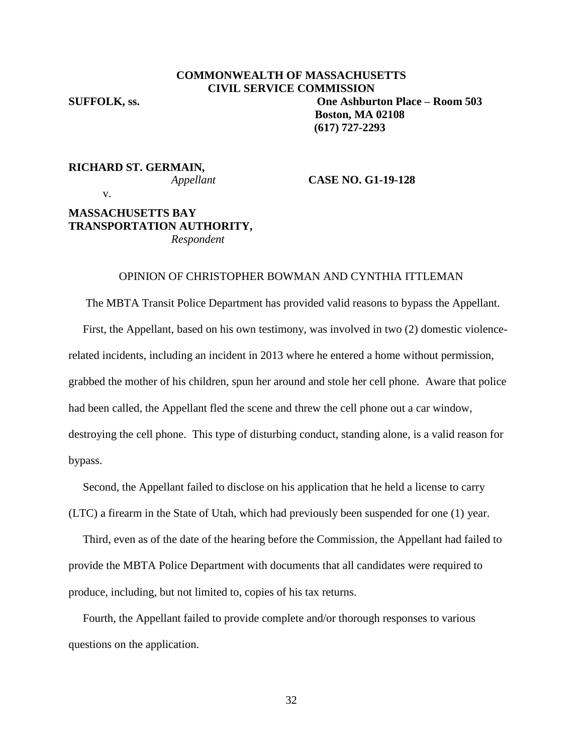**COMMONWEALTH OF MASSACHUSETTS**
**CIVIL SERVICE COMMISSION**

**SUFFOLK, ss.**

**One Ashburton Place – Room 503**
**Boston, MA 02108**
**(617) 727-2293**

**RICHARD ST. GERMAIN,**
*Appellant*

v.

**CASE NO. G1-19-128**

**MASSACHUSETTS BAY TRANSPORTATION AUTHORITY,**
*Respondent*

OPINION OF CHRISTOPHER BOWMAN AND CYNTHIA ITTLEMAN

The MBTA Transit Police Department has provided valid reasons to bypass the Appellant.

First, the Appellant, based on his own testimony, was involved in two (2) domestic violence-related incidents, including an incident in 2013 where he entered a home without permission, grabbed the mother of his children, spun her around and stole her cell phone. Aware that police had been called, the Appellant fled the scene and threw the cell phone out a car window, destroying the cell phone. This type of disturbing conduct, standing alone, is a valid reason for bypass.

Second, the Appellant failed to disclose on his application that he held a license to carry (LTC) a firearm in the State of Utah, which had previously been suspended for one (1) year.

Third, even as of the date of the hearing before the Commission, the Appellant had failed to provide the MBTA Police Department with documents that all candidates were required to produce, including, but not limited to, copies of his tax returns.

Fourth, the Appellant failed to provide complete and/or thorough responses to various questions on the application.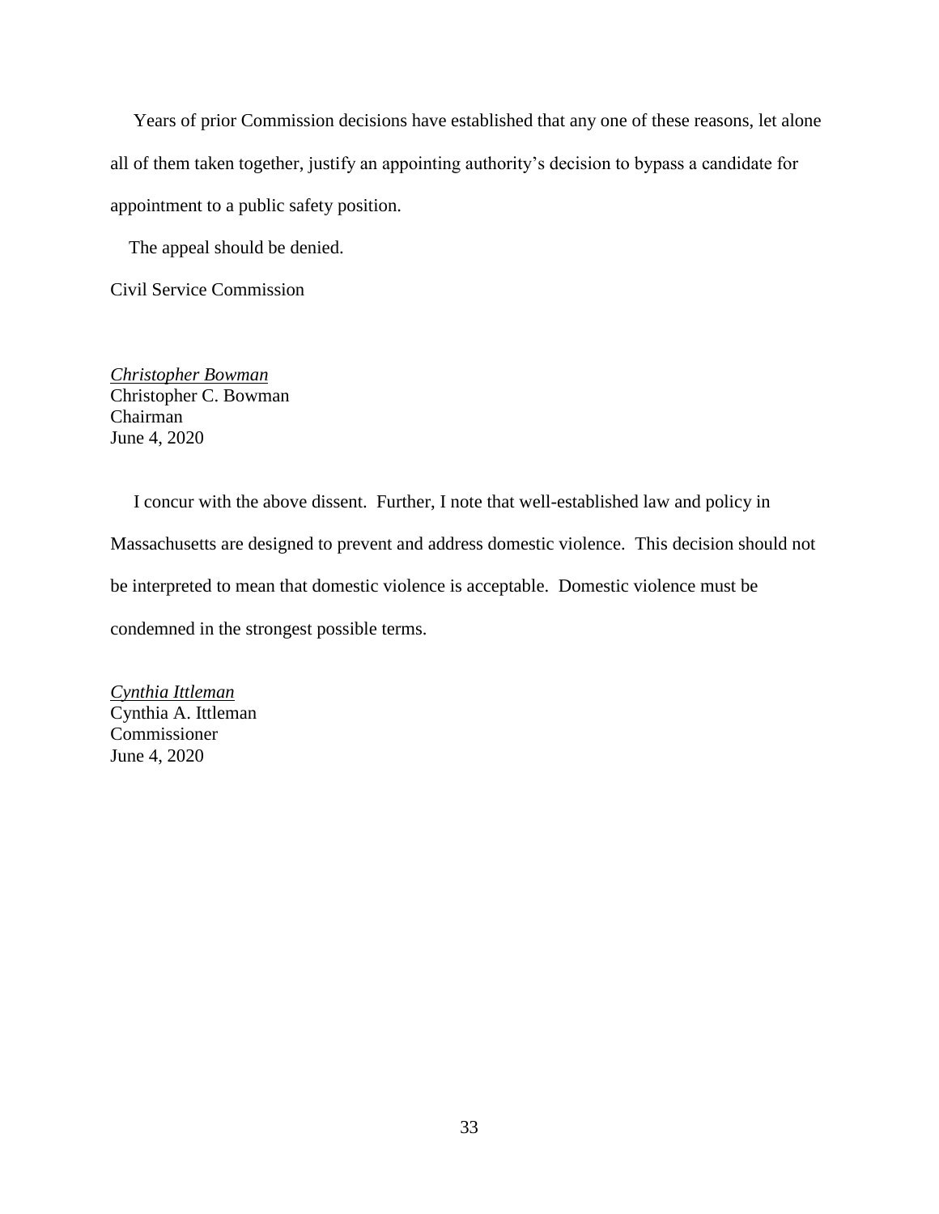Years of prior Commission decisions have established that any one of these reasons, let alone all of them taken together, justify an appointing authority's decision to bypass a candidate for appointment to a public safety position.

The appeal should be denied.

Civil Service Commission

*Christopher Bowman*
Christopher C. Bowman
Chairman
June 4, 2020

I concur with the above dissent. Further, I note that well-established law and policy in Massachusetts are designed to prevent and address domestic violence. This decision should not be interpreted to mean that domestic violence is acceptable. Domestic violence must be condemned in the strongest possible terms.

*Cynthia Ittleman*
Cynthia A. Ittleman
Commissioner
June 4, 2020